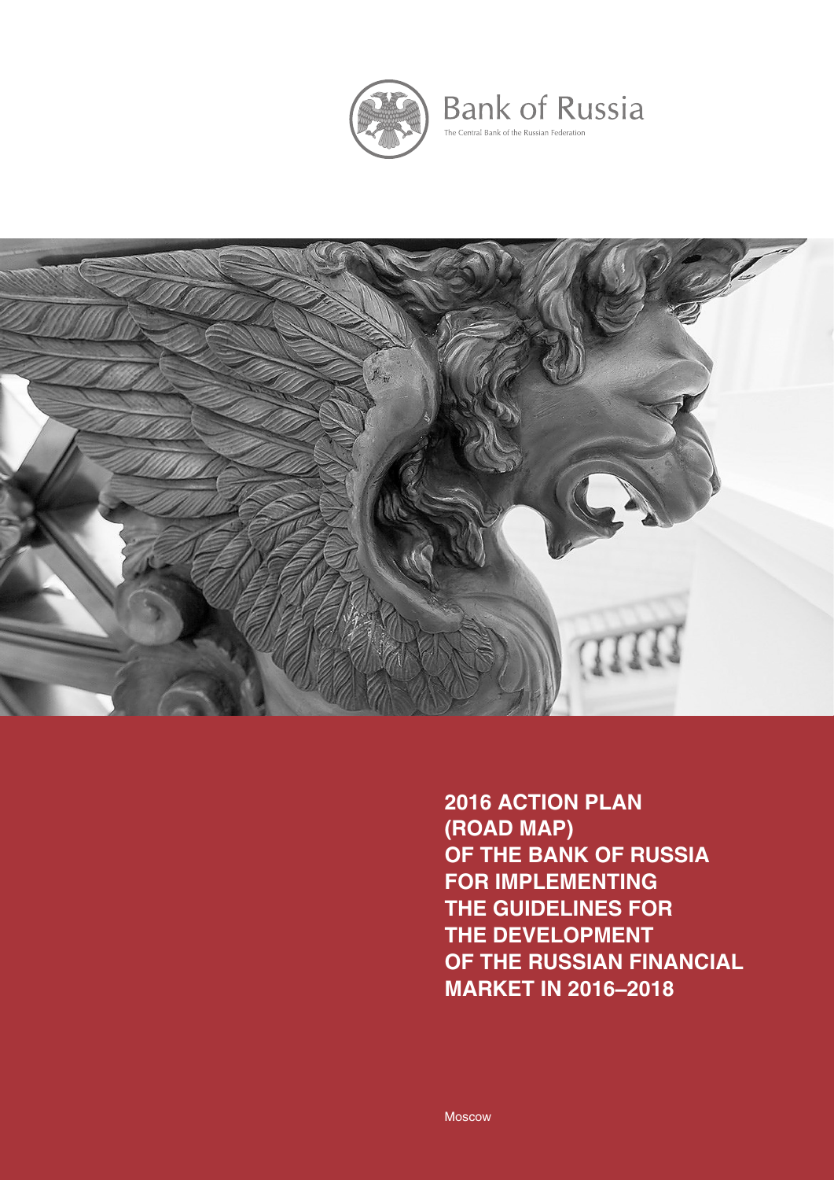Bank of Russia

The Central Bank of the Russian Federation

# 2016 ACTION PLAN (ROAD MAP) OF THE BANK OF RUSSIA FOR IMPLEMENTING THE GUIDELINES FOR THE DEVELOPMENT OF THE RUSSIAN FINANCIAL MARKET IN 2016–2018

Moscow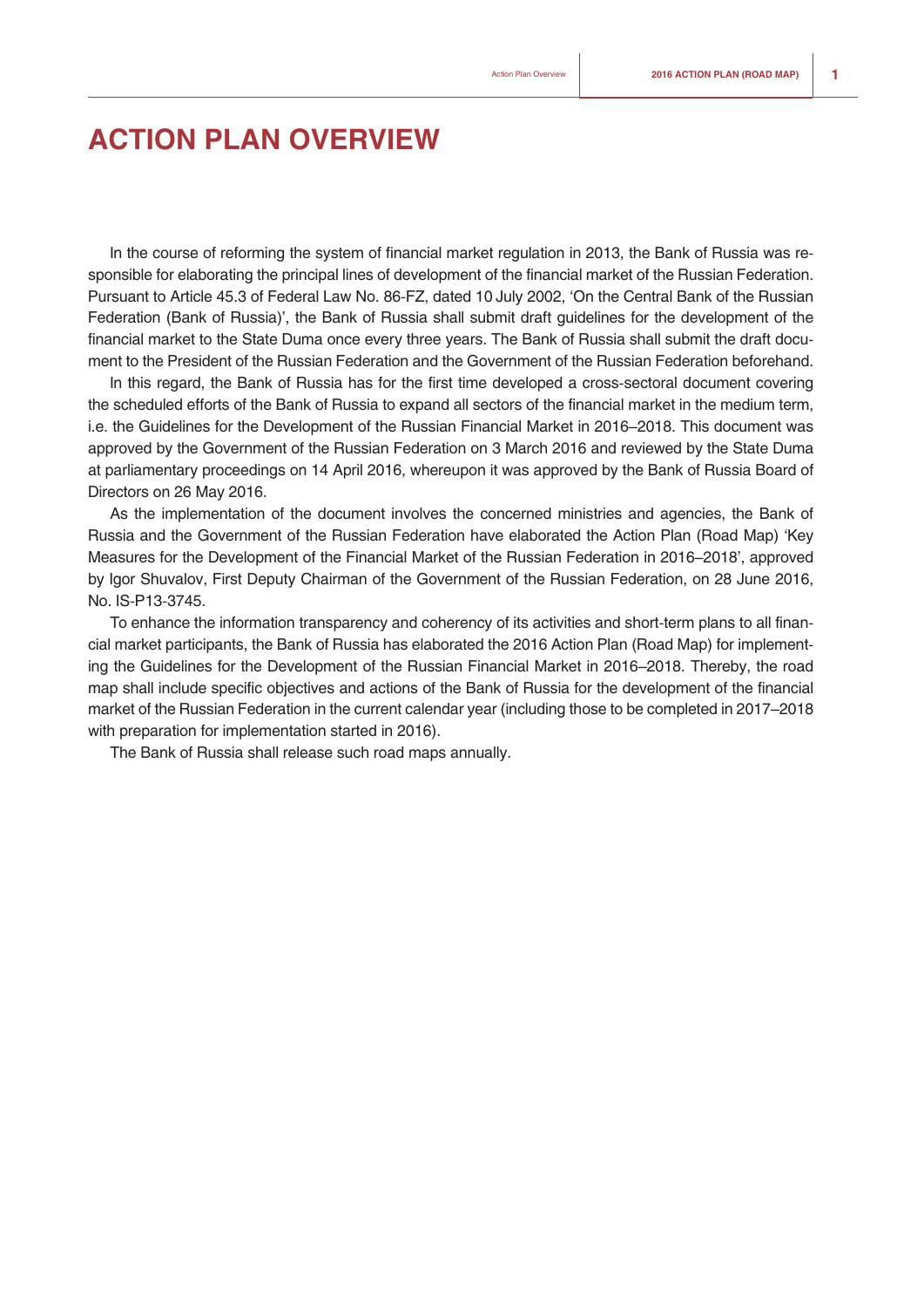# ACTION PLAN OVERVIEW

In the course of reforming the system of financial market regulation in 2013, the Bank of Russia was responsible for elaborating the principal lines of development of the financial market of the Russian Federation. Pursuant to Article 45.3 of Federal Law No. 86-FZ, dated 10 July 2002, 'On the Central Bank of the Russian Federation (Bank of Russia)', the Bank of Russia shall submit draft guidelines for the development of the financial market to the State Duma once every three years. The Bank of Russia shall submit the draft document to the President of the Russian Federation and the Government of the Russian Federation beforehand.

In this regard, the Bank of Russia has for the first time developed a cross-sectoral document covering the scheduled efforts of the Bank of Russia to expand all sectors of the financial market in the medium term, i.e. the Guidelines for the Development of the Russian Financial Market in 2016–2018. This document was approved by the Government of the Russian Federation on 3 March 2016 and reviewed by the State Duma at parliamentary proceedings on 14 April 2016, whereupon it was approved by the Bank of Russia Board of Directors on 26 May 2016.

As the implementation of the document involves the concerned ministries and agencies, the Bank of Russia and the Government of the Russian Federation have elaborated the Action Plan (Road Map) 'Key Measures for the Development of the Financial Market of the Russian Federation in 2016–2018', approved by Igor Shuvalov, First Deputy Chairman of the Government of the Russian Federation, on 28 June 2016, No. IS-P13-3745.

To enhance the information transparency and coherency of its activities and short-term plans to all financial market participants, the Bank of Russia has elaborated the 2016 Action Plan (Road Map) for implementing the Guidelines for the Development of the Russian Financial Market in 2016–2018. Thereby, the road map shall include specific objectives and actions of the Bank of Russia for the development of the financial market of the Russian Federation in the current calendar year (including those to be completed in 2017–2018 with preparation for implementation started in 2016).

The Bank of Russia shall release such road maps annually.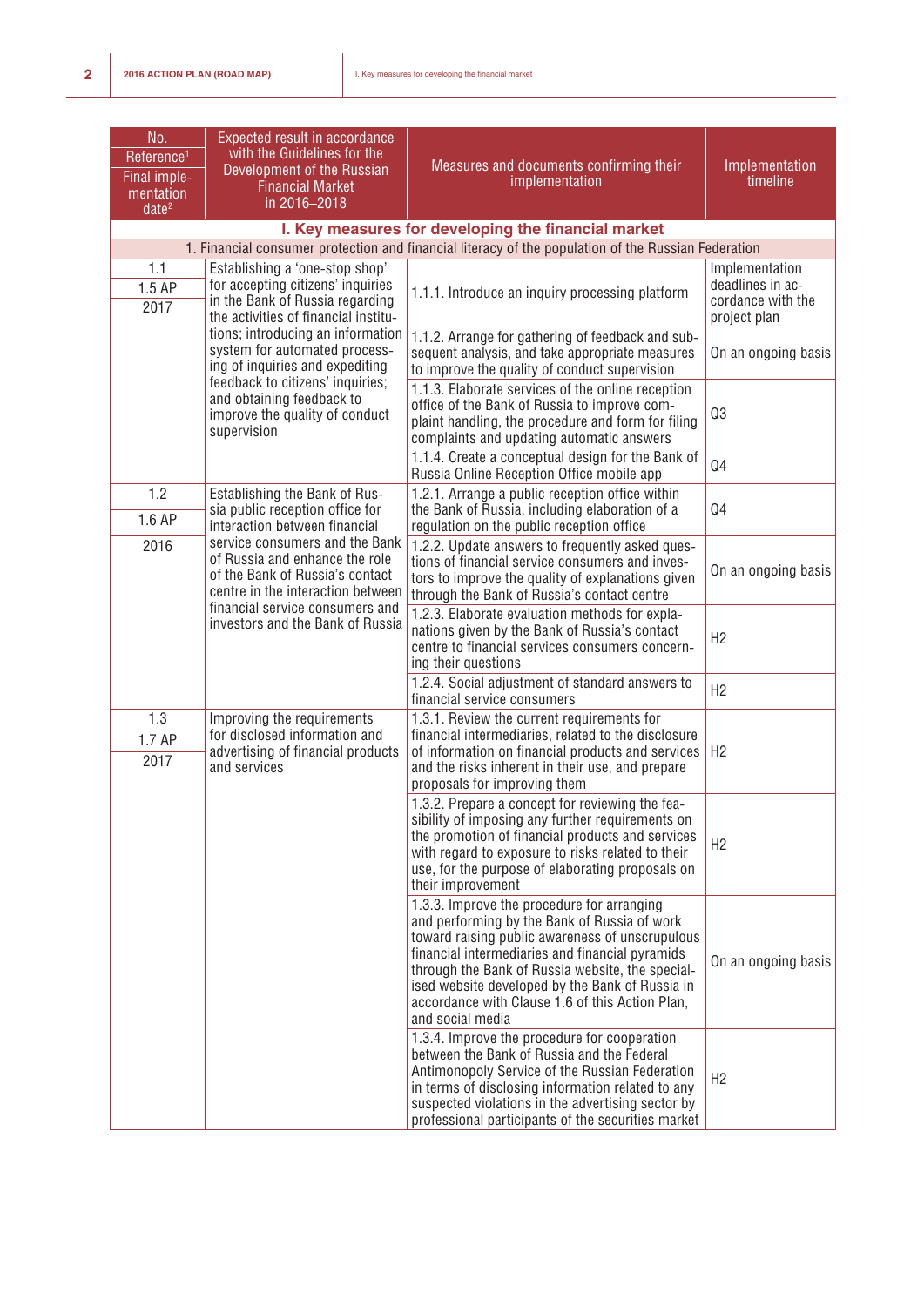| No.<br>Reference[1]<br>Final implementation date[2] | Expected result in accordance with the Guidelines for the Development of the Russian Financial Market in 2016–2018 | Measures and documents confirming their implementation | Implementation timeline |
|---|---|---|---|
| **I. Key measures for developing the financial market** | | | |
| 1. Financial consumer protection and financial literacy of the population of the Russian Federation | | | |
| 1.1<br>1.5 AP<br>2017 | Establishing a 'one-stop shop' for accepting citizens' inquiries in the Bank of Russia regarding the activities of financial institutions; introducing an information system for automated processing of inquiries and expediting feedback to citizens' inquiries; and obtaining feedback to improve the quality of conduct supervision | 1.1.1. Introduce an inquiry processing platform | Implementation deadlines in accordance with the project plan |
| | | 1.1.2. Arrange for gathering of feedback and subsequent analysis, and take appropriate measures to improve the quality of conduct supervision | On an ongoing basis |
| | | 1.1.3. Elaborate services of the online reception office of the Bank of Russia to improve complaint handling, the procedure and form for filing complaints and updating automatic answers | Q3 |
| | | 1.1.4. Create a conceptual design for the Bank of Russia Online Reception Office mobile app | Q4 |
| 1.2<br>1.6 AP<br>2016 | Establishing the Bank of Russia public reception office for interaction between financial service consumers and the Bank of Russia and enhance the role of the Bank of Russia's contact centre in the interaction between financial service consumers and investors and the Bank of Russia | 1.2.1. Arrange a public reception office within the Bank of Russia, including elaboration of a regulation on the public reception office | Q4 |
| | | 1.2.2. Update answers to frequently asked questions of financial service consumers and investors to improve the quality of explanations given through the Bank of Russia's contact centre | On an ongoing basis |
| | | 1.2.3. Elaborate evaluation methods for explanations given by the Bank of Russia's contact centre to financial services consumers concerning their questions | H2 |
| | | 1.2.4. Social adjustment of standard answers to financial service consumers | H2 |
| 1.3<br>1.7 AP<br>2017 | Improving the requirements for disclosed information and advertising of financial products and services | 1.3.1. Review the current requirements for financial intermediaries, related to the disclosure of information on financial products and services and the risks inherent in their use, and prepare proposals for improving them | H2 |
| | | 1.3.2. Prepare a concept for reviewing the feasibility of imposing any further requirements on the promotion of financial products and services with regard to exposure to risks related to their use, for the purpose of elaborating proposals on their improvement | H2 |
| | | 1.3.3. Improve the procedure for arranging and performing by the Bank of Russia of work toward raising public awareness of unscrupulous financial intermediaries and financial pyramids through the Bank of Russia website, the specialised website developed by the Bank of Russia in accordance with Clause 1.6 of this Action Plan, and social media | On an ongoing basis |
| | | 1.3.4. Improve the procedure for cooperation between the Bank of Russia and the Federal Antimonopoly Service of the Russian Federation in terms of disclosing information related to any suspected violations in the advertising sector by professional participants of the securities market | H2 |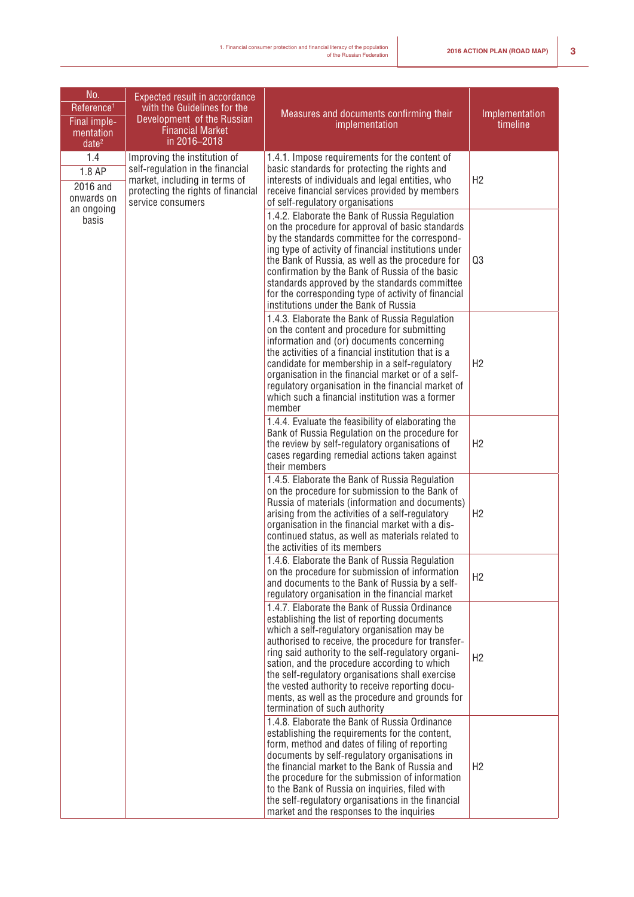| No.<br>Reference[1]<br>Final implementation date[2] | Expected result in accordance with the Guidelines for the Development of the Russian Financial Market in 2016–2018 | Measures and documents confirming their implementation | Implementation timeline |
|---|---|---|---|
| 1.4<br>1.8 AP<br>2016 and onwards on an ongoing basis | Improving the institution of self-regulation in the financial market, including in terms of protecting the rights of financial service consumers | 1.4.1. Impose requirements for the content of basic standards for protecting the rights and interests of individuals and legal entities, who receive financial services provided by members of self-regulatory organisations | H2 |
| | | 1.4.2. Elaborate the Bank of Russia Regulation on the procedure for approval of basic standards by the standards committee for the corresponding type of activity of financial institutions under the Bank of Russia, as well as the procedure for confirmation by the Bank of Russia of the basic standards approved by the standards committee for the corresponding type of activity of financial institutions under the Bank of Russia | Q3 |
| | | 1.4.3. Elaborate the Bank of Russia Regulation on the content and procedure for submitting information and (or) documents concerning the activities of a financial institution that is a candidate for membership in a self-regulatory organisation in the financial market or of a self-regulatory organisation in the financial market of which such a financial institution was a former member | H2 |
| | | 1.4.4. Evaluate the feasibility of elaborating the Bank of Russia Regulation on the procedure for the review by self-regulatory organisations of cases regarding remedial actions taken against their members | H2 |
| | | 1.4.5. Elaborate the Bank of Russia Regulation on the procedure for submission to the Bank of Russia of materials (information and documents) arising from the activities of a self-regulatory organisation in the financial market with a discontinued status, as well as materials related to the activities of its members | H2 |
| | | 1.4.6. Elaborate the Bank of Russia Regulation on the procedure for submission of information and documents to the Bank of Russia by a self-regulatory organisation in the financial market | H2 |
| | | 1.4.7. Elaborate the Bank of Russia Ordinance establishing the list of reporting documents which a self-regulatory organisation may be authorised to receive, the procedure for transferring said authority to the self-regulatory organisation, and the procedure according to which the self-regulatory organisations shall exercise the vested authority to receive reporting documents, as well as the procedure and grounds for termination of such authority | H2 |
| | | 1.4.8. Elaborate the Bank of Russia Ordinance establishing the requirements for the content, form, method and dates of filing of reporting documents by self-regulatory organisations in the financial market to the Bank of Russia and the procedure for the submission of information to the Bank of Russia on inquiries, filed with the self-regulatory organisations in the financial market and the responses to the inquiries | H2 |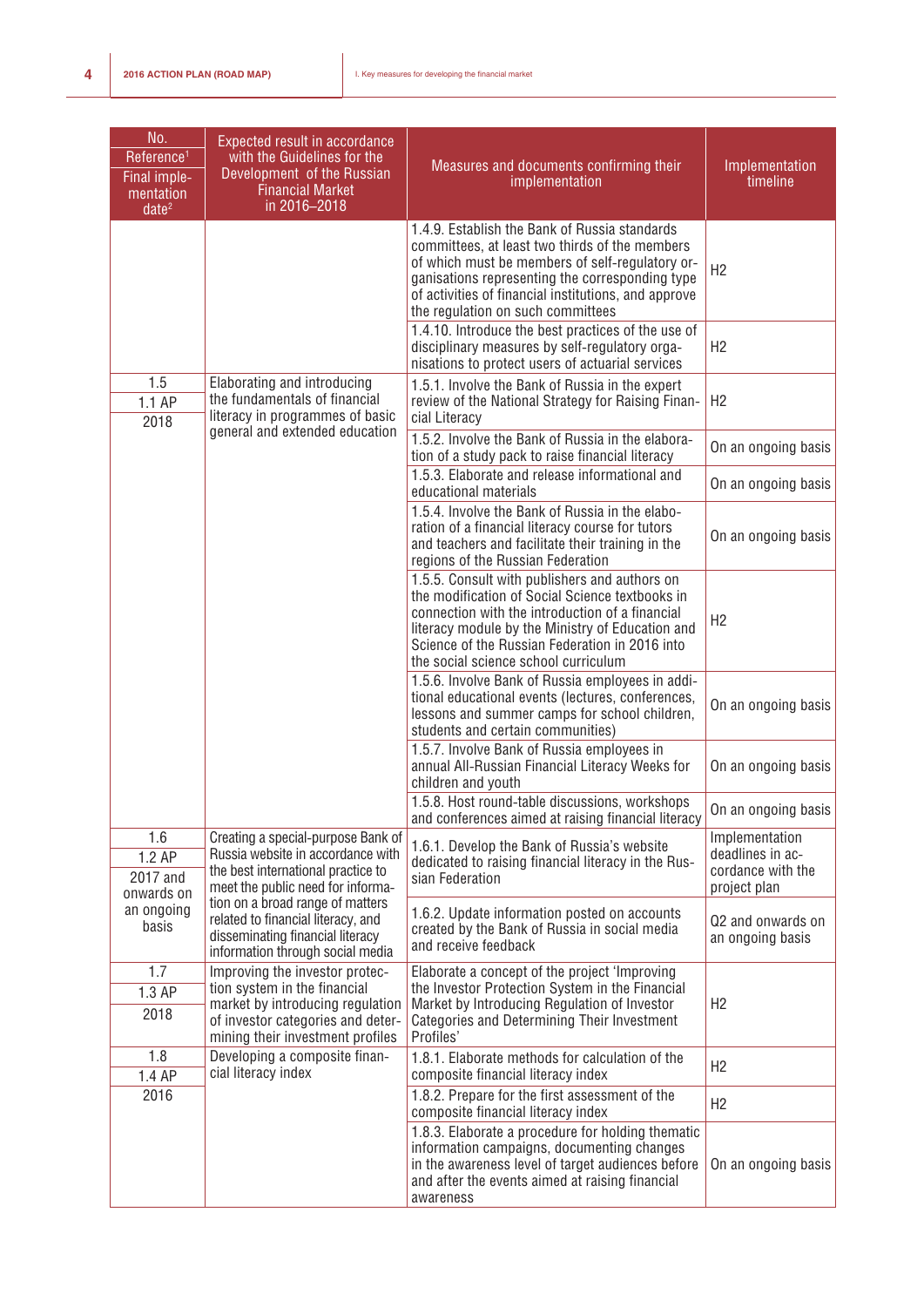| No. Reference[1] Final implementation date[2] | Expected result in accordance with the Guidelines for the Development of the Russian Financial Market in 2016–2018 | Measures and documents confirming their implementation | Implementation timeline |
|---|---|---|---|
| | | 1.4.9. Establish the Bank of Russia standards committees, at least two thirds of the members of which must be members of self-regulatory organisations representing the corresponding type of activities of financial institutions, and approve the regulation on such committees | H2 |
| | | 1.4.10. Introduce the best practices of the use of disciplinary measures by self-regulatory organisations to protect users of actuarial services | H2 |
| 1.5<br>1.1 AP<br>2018 | Elaborating and introducing the fundamentals of financial literacy in programmes of basic general and extended education | 1.5.1. Involve the Bank of Russia in the expert review of the National Strategy for Raising Financial Literacy | H2 |
| | | 1.5.2. Involve the Bank of Russia in the elaboration of a study pack to raise financial literacy | On an ongoing basis |
| | | 1.5.3. Elaborate and release informational and educational materials | On an ongoing basis |
| | | 1.5.4. Involve the Bank of Russia in the elaboration of a financial literacy course for tutors and teachers and facilitate their training in the regions of the Russian Federation | On an ongoing basis |
| | | 1.5.5. Consult with publishers and authors on the modification of Social Science textbooks in connection with the introduction of a financial literacy module by the Ministry of Education and Science of the Russian Federation in 2016 into the social science school curriculum | H2 |
| | | 1.5.6. Involve Bank of Russia employees in additional educational events (lectures, conferences, lessons and summer camps for school children, students and certain communities) | On an ongoing basis |
| | | 1.5.7. Involve Bank of Russia employees in annual All-Russian Financial Literacy Weeks for children and youth | On an ongoing basis |
| | | 1.5.8. Host round-table discussions, workshops and conferences aimed at raising financial literacy | On an ongoing basis |
| 1.6<br>1.2 AP<br>2017 and onwards on an ongoing basis | Creating a special-purpose Bank of Russia website in accordance with the best international practice to meet the public need for information on a broad range of matters related to financial literacy, and disseminating financial literacy information through social media | 1.6.1. Develop the Bank of Russia's website dedicated to raising financial literacy in the Russian Federation | Implementation deadlines in accordance with the project plan |
| | | 1.6.2. Update information posted on accounts created by the Bank of Russia in social media and receive feedback | Q2 and onwards on an ongoing basis |
| 1.7<br>1.3 AP<br>2018 | Improving the investor protection system in the financial market by introducing regulation of investor categories and determining their investment profiles | Elaborate a concept of the project 'Improving the Investor Protection System in the Financial Market by Introducing Regulation of Investor Categories and Determining Their Investment Profiles' | H2 |
| 1.8<br>1.4 AP<br>2016 | Developing a composite financial literacy index | 1.8.1. Elaborate methods for calculation of the composite financial literacy index | H2 |
| | | 1.8.2. Prepare for the first assessment of the composite financial literacy index | H2 |
| | | 1.8.3. Elaborate a procedure for holding thematic information campaigns, documenting changes in the awareness level of target audiences before and after the events aimed at raising financial awareness | On an ongoing basis |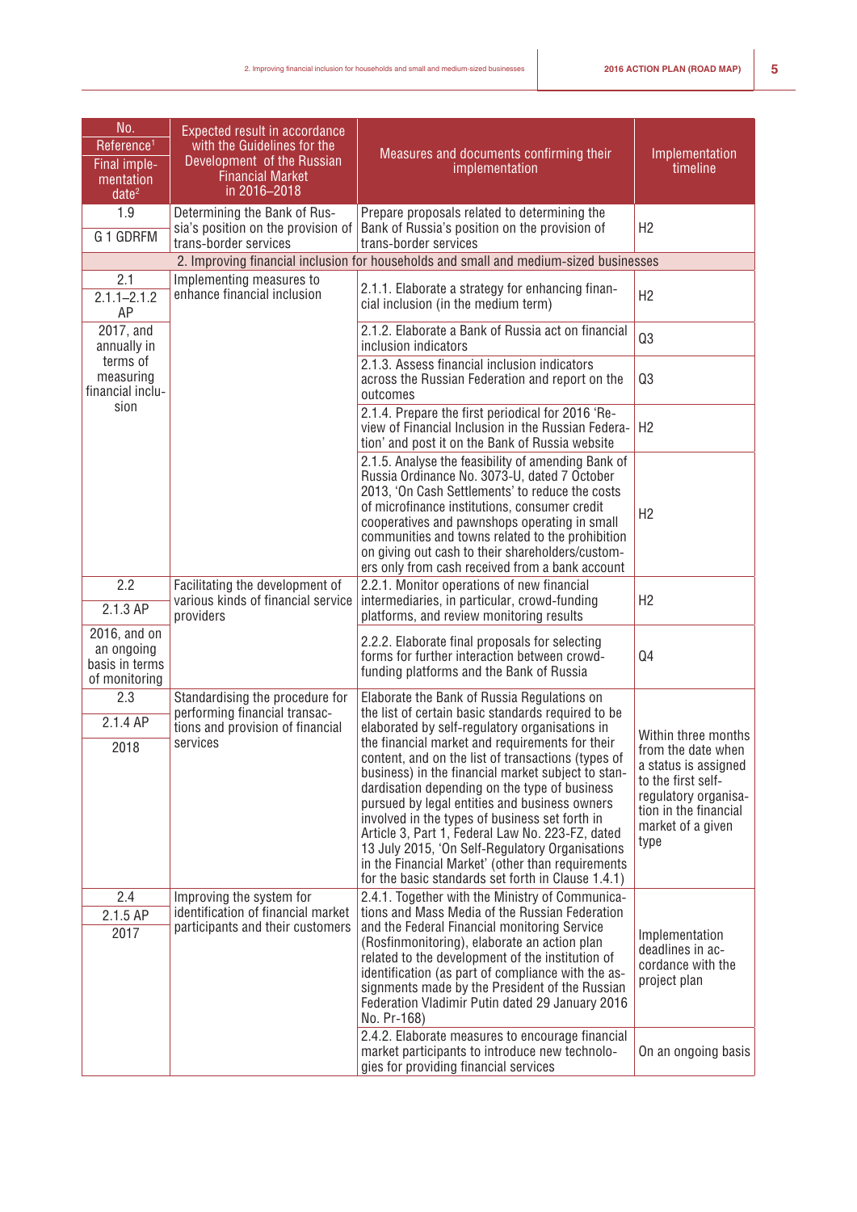| No.<br>Reference[1]<br>Final implementation date[2] | Expected result in accordance with the Guidelines for the Development of the Russian Financial Market in 2016–2018 | Measures and documents confirming their implementation | Implementation timeline |
|---|---|---|---|
| 1.9<br>G 1 GDRFM | Determining the Bank of Russia's position on the provision of trans-border services | Prepare proposals related to determining the Bank of Russia's position on the provision of trans-border services | H2 |
| 2. Improving financial inclusion for households and small and medium-sized businesses | | | |
| 2.1<br>2.1.1–2.1.2 AP<br>2017, and annually in terms of measuring financial inclusion | Implementing measures to enhance financial inclusion | 2.1.1. Elaborate a strategy for enhancing financial inclusion (in the medium term) | H2 |
| | | 2.1.2. Elaborate a Bank of Russia act on financial inclusion indicators | Q3 |
| | | 2.1.3. Assess financial inclusion indicators across the Russian Federation and report on the outcomes | Q3 |
| | | 2.1.4. Prepare the first periodical for 2016 'Review of Financial Inclusion in the Russian Federation' and post it on the Bank of Russia website | H2 |
| | | 2.1.5. Analyse the feasibility of amending Bank of Russia Ordinance No. 3073-U, dated 7 October 2013, 'On Cash Settlements' to reduce the costs of microfinance institutions, consumer credit cooperatives and pawnshops operating in small communities and towns related to the prohibition on giving out cash to their shareholders/customers only from cash received from a bank account | H2 |
| 2.2<br>2.1.3 AP<br>2016, and on an ongoing basis in terms of monitoring | Facilitating the development of various kinds of financial service providers | 2.2.1. Monitor operations of new financial intermediaries, in particular, crowd-funding platforms, and review monitoring results | H2 |
| | | 2.2.2. Elaborate final proposals for selecting forms for further interaction between crowd-funding platforms and the Bank of Russia | Q4 |
| 2.3<br>2.1.4 AP<br>2018 | Standardising the procedure for performing financial transactions and provision of financial services | Elaborate the Bank of Russia Regulations on the list of certain basic standards required to be elaborated by self-regulatory organisations in the financial market and requirements for their content, and on the list of transactions (types of business) in the financial market subject to standardisation depending on the type of business pursued by legal entities and business owners involved in the types of business set forth in Article 3, Part 1, Federal Law No. 223-FZ, dated 13 July 2015, 'On Self-Regulatory Organisations in the Financial Market' (other than requirements for the basic standards set forth in Clause 1.4.1) | Within three months from the date when a status is assigned to the first self-regulatory organisation in the financial market of a given type |
| 2.4<br>2.1.5 AP<br>2017 | Improving the system for identification of financial market participants and their customers | 2.4.1. Together with the Ministry of Communications and Mass Media of the Russian Federation and the Federal Financial monitoring Service (Rosfinmonitoring), elaborate an action plan related to the development of the institution of identification (as part of compliance with the assignments made by the President of the Russian Federation Vladimir Putin dated 29 January 2016 No. Pr-168) | Implementation deadlines in accordance with the project plan |
| | | 2.4.2. Elaborate measures to encourage financial market participants to introduce new technologies for providing financial services | On an ongoing basis |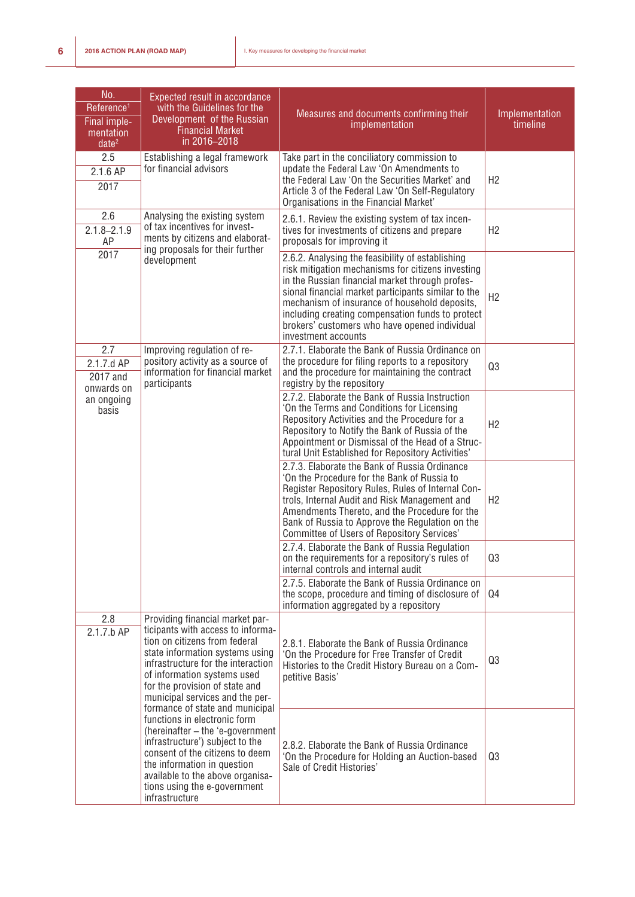| No. Reference[1] Final implementation date[2] | Expected result in accordance with the Guidelines for the Development of the Russian Financial Market in 2016–2018 | Measures and documents confirming their implementation | Implementation timeline |
|---|---|---|---|
| 2.5<br>2.1.6 AP<br>2017 | Establishing a legal framework for financial advisors | Take part in the conciliatory commission to update the Federal Law 'On Amendments to the Federal Law 'On the Securities Market' and Article 3 of the Federal Law 'On Self-Regulatory Organisations in the Financial Market' | H2 |
| 2.6<br>2.1.8–2.1.9 AP<br>2017 | Analysing the existing system of tax incentives for investments by citizens and elaborating proposals for their further development | 2.6.1. Review the existing system of tax incentives for investments of citizens and prepare proposals for improving it | H2 |
| | | 2.6.2. Analysing the feasibility of establishing risk mitigation mechanisms for citizens investing in the Russian financial market through professional financial market participants similar to the mechanism of insurance of household deposits, including creating compensation funds to protect brokers' customers who have opened individual investment accounts | H2 |
| 2.7<br>2.1.7.d AP<br>2017 and onwards on an ongoing basis | Improving regulation of repository activity as a source of information for financial market participants | 2.7.1. Elaborate the Bank of Russia Ordinance on the procedure for filing reports to a repository and the procedure for maintaining the contract registry by the repository | Q3 |
| | | 2.7.2. Elaborate the Bank of Russia Instruction 'On the Terms and Conditions for Licensing Repository Activities and the Procedure for a Repository to Notify the Bank of Russia of the Appointment or Dismissal of the Head of a Structural Unit Established for Repository Activities' | H2 |
| | | 2.7.3. Elaborate the Bank of Russia Ordinance 'On the Procedure for the Bank of Russia to Register Repository Rules, Rules of Internal Controls, Internal Audit and Risk Management and Amendments Thereto, and the Procedure for the Bank of Russia to Approve the Regulation on the Committee of Users of Repository Services' | H2 |
| | | 2.7.4. Elaborate the Bank of Russia Regulation on the requirements for a repository's rules of internal controls and internal audit | Q3 |
| | | 2.7.5. Elaborate the Bank of Russia Ordinance on the scope, procedure and timing of disclosure of information aggregated by a repository | Q4 |
| 2.8<br>2.1.7.b AP | Providing financial market participants with access to information on citizens from federal state information systems using infrastructure for the interaction of information systems used for the provision of state and municipal services and the performance of state and municipal functions in electronic form (hereinafter – the 'e-government infrastructure') subject to the consent of the citizens to deem the information in question available to the above organisations using the e-government infrastructure | 2.8.1. Elaborate the Bank of Russia Ordinance 'On the Procedure for Free Transfer of Credit Histories to the Credit History Bureau on a Competitive Basis' | Q3 |
| | | 2.8.2. Elaborate the Bank of Russia Ordinance 'On the Procedure for Holding an Auction-based Sale of Credit Histories' | Q3 |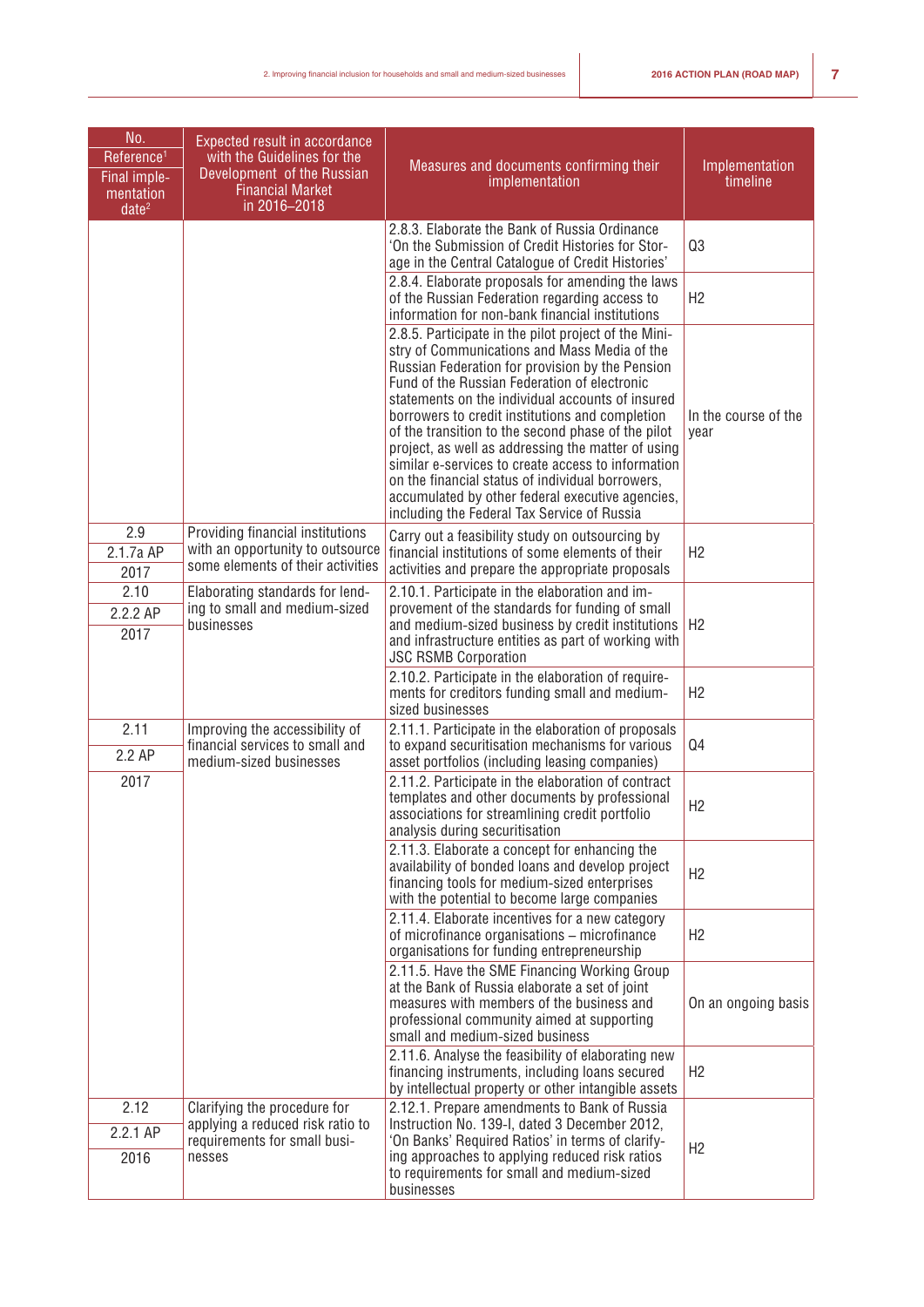| No.<br>Reference[1]<br>Final implementation date[2] | Expected result in accordance with the Guidelines for the Development of the Russian Financial Market in 2016–2018 | Measures and documents confirming their implementation | Implementation timeline |
|---|---|---|---|
| | | 2.8.3. Elaborate the Bank of Russia Ordinance 'On the Submission of Credit Histories for Storage in the Central Catalogue of Credit Histories' | Q3 |
| | | 2.8.4. Elaborate proposals for amending the laws of the Russian Federation regarding access to information for non-bank financial institutions | H2 |
| | | 2.8.5. Participate in the pilot project of the Ministry of Communications and Mass Media of the Russian Federation for provision by the Pension Fund of the Russian Federation of electronic statements on the individual accounts of insured borrowers to credit institutions and completion of the transition to the second phase of the pilot project, as well as addressing the matter of using similar e-services to create access to information on the financial status of individual borrowers, accumulated by other federal executive agencies, including the Federal Tax Service of Russia | In the course of the year |
| 2.9<br>2.1.7a AP<br>2017 | Providing financial institutions with an opportunity to outsource some elements of their activities | Carry out a feasibility study on outsourcing by financial institutions of some elements of their activities and prepare the appropriate proposals | H2 |
| 2.10<br>2.2.2 AP<br>2017 | Elaborating standards for lending to small and medium-sized businesses | 2.10.1. Participate in the elaboration and improvement of the standards for funding of small and medium-sized business by credit institutions and infrastructure entities as part of working with JSC RSMB Corporation | H2 |
| | | 2.10.2. Participate in the elaboration of requirements for creditors funding small and medium-sized businesses | H2 |
| 2.11<br>2.2 AP<br>2017 | Improving the accessibility of financial services to small and medium-sized businesses | 2.11.1. Participate in the elaboration of proposals to expand securitisation mechanisms for various asset portfolios (including leasing companies) | Q4 |
| | | 2.11.2. Participate in the elaboration of contract templates and other documents by professional associations for streamlining credit portfolio analysis during securitisation | H2 |
| | | 2.11.3. Elaborate a concept for enhancing the availability of bonded loans and develop project financing tools for medium-sized enterprises with the potential to become large companies | H2 |
| | | 2.11.4. Elaborate incentives for a new category of microfinance organisations – microfinance organisations for funding entrepreneurship | H2 |
| | | 2.11.5. Have the SME Financing Working Group at the Bank of Russia elaborate a set of joint measures with members of the business and professional community aimed at supporting small and medium-sized business | On an ongoing basis |
| | | 2.11.6. Analyse the feasibility of elaborating new financing instruments, including loans secured by intellectual property or other intangible assets | H2 |
| 2.12<br>2.2.1 AP<br>2016 | Clarifying the procedure for applying a reduced risk ratio to requirements for small businesses | 2.12.1. Prepare amendments to Bank of Russia Instruction No. 139-I, dated 3 December 2012, 'On Banks' Required Ratios' in terms of clarifying approaches to applying reduced risk ratios to requirements for small and medium-sized businesses | H2 |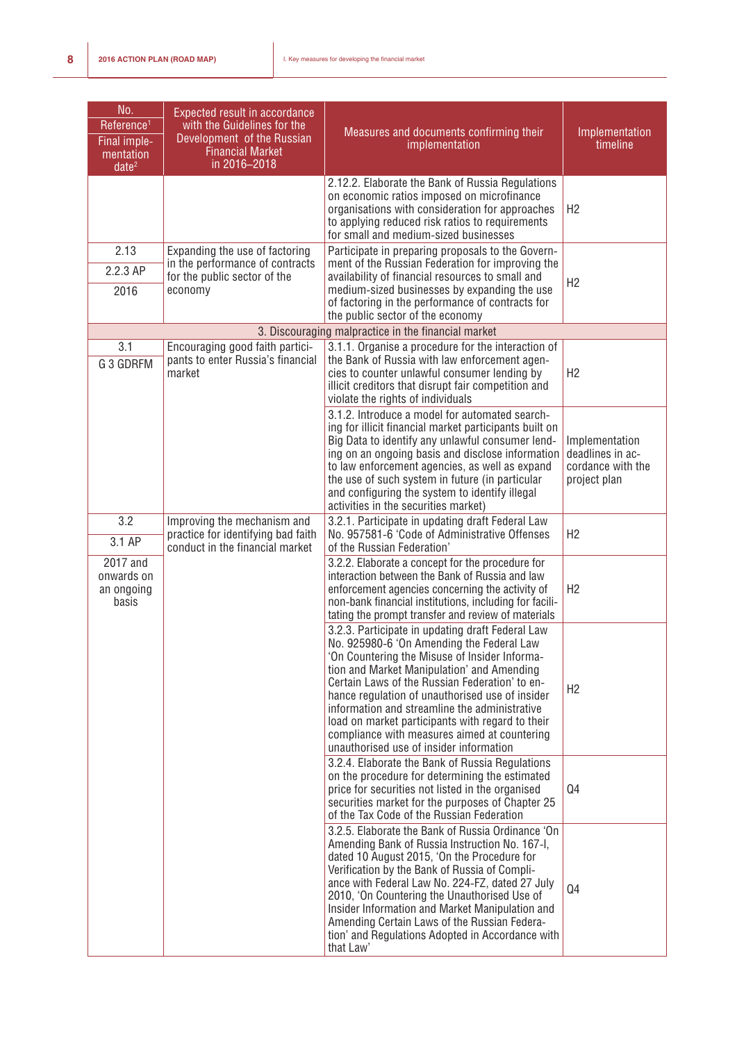| No.<br>Reference[1]<br>Final implementation date[2] | Expected result in accordance with the Guidelines for the Development of the Russian Financial Market in 2016–2018 | Measures and documents confirming their implementation | Implementation timeline |
|---|---|---|---|
| | | 2.12.2. Elaborate the Bank of Russia Regulations on economic ratios imposed on microfinance organisations with consideration for approaches to applying reduced risk ratios to requirements for small and medium-sized businesses | H2 |
| 2.13<br>2.2.3 AP<br>2016 | Expanding the use of factoring in the performance of contracts for the public sector of the economy | Participate in preparing proposals to the Government of the Russian Federation for improving the availability of financial resources to small and medium-sized businesses by expanding the use of factoring in the performance of contracts for the public sector of the economy | H2 |
| | | 3. Discouraging malpractice in the financial market | |
| 3.1<br>G 3 GDRFM | Encouraging good faith participants to enter Russia's financial market | 3.1.1. Organise a procedure for the interaction of the Bank of Russia with law enforcement agencies to counter unlawful consumer lending by illicit creditors that disrupt fair competition and violate the rights of individuals | H2 |
| | | 3.1.2. Introduce a model for automated searching for illicit financial market participants built on Big Data to identify any unlawful consumer lending on an ongoing basis and disclose information to law enforcement agencies, as well as expand the use of such system in future (in particular and configuring the system to identify illegal activities in the securities market) | Implementation deadlines in accordance with the project plan |
| 3.2<br>3.1 AP<br>2017 and onwards on an ongoing basis | Improving the mechanism and practice for identifying bad faith conduct in the financial market | 3.2.1. Participate in updating draft Federal Law No. 957581-6 'Code of Administrative Offenses of the Russian Federation' | H2 |
| | | 3.2.2. Elaborate a concept for the procedure for interaction between the Bank of Russia and law enforcement agencies concerning the activity of non-bank financial institutions, including for facilitating the prompt transfer and review of materials | H2 |
| | | 3.2.3. Participate in updating draft Federal Law No. 925980-6 'On Amending the Federal Law 'On Countering the Misuse of Insider Information and Market Manipulation' and Amending Certain Laws of the Russian Federation' to enhance regulation of unauthorised use of insider information and streamline the administrative load on market participants with regard to their compliance with measures aimed at countering unauthorised use of insider information | H2 |
| | | 3.2.4. Elaborate the Bank of Russia Regulations on the procedure for determining the estimated price for securities not listed in the organised securities market for the purposes of Chapter 25 of the Tax Code of the Russian Federation | Q4 |
| | | 3.2.5. Elaborate the Bank of Russia Ordinance 'On Amending Bank of Russia Instruction No. 167-I, dated 10 August 2015, 'On the Procedure for Verification by the Bank of Russia of Compliance with Federal Law No. 224-FZ, dated 27 July 2010, 'On Countering the Unauthorised Use of Insider Information and Market Manipulation and Amending Certain Laws of the Russian Federation' and Regulations Adopted in Accordance with that Law' | Q4 |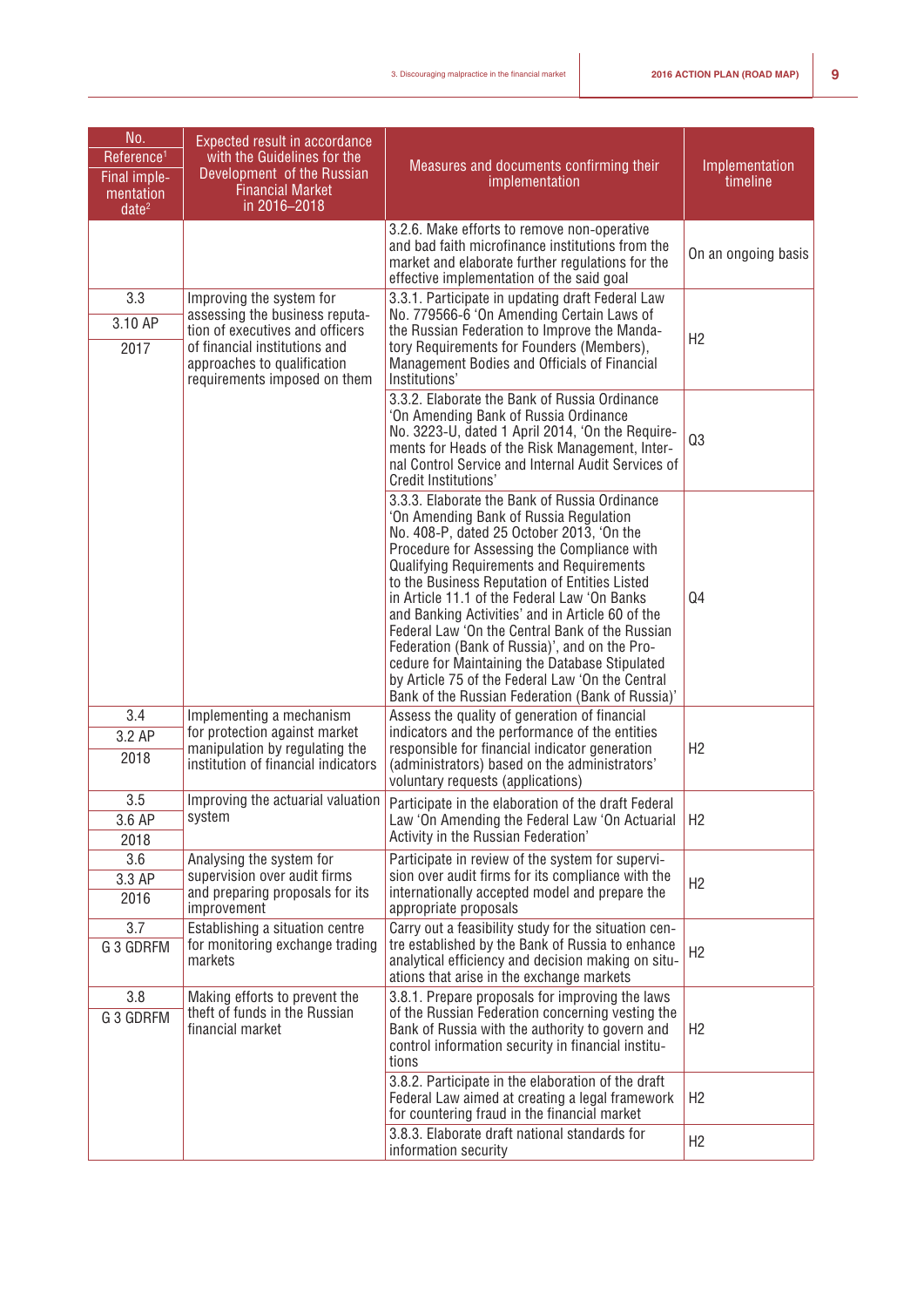| No.<br>Reference[1]<br>Final implementation date[2] | Expected result in accordance with the Guidelines for the Development of the Russian Financial Market in 2016–2018 | Measures and documents confirming their implementation | Implementation timeline |
|---|---|---|---|
| | | 3.2.6. Make efforts to remove non-operative and bad faith microfinance institutions from the market and elaborate further regulations for the effective implementation of the said goal | On an ongoing basis |
| 3.3<br>3.10 AP<br>2017 | Improving the system for assessing the business reputation of executives and officers of financial institutions and approaches to qualification requirements imposed on them | 3.3.1. Participate in updating draft Federal Law No. 779566-6 'On Amending Certain Laws of the Russian Federation to Improve the Mandatory Requirements for Founders (Members), Management Bodies and Officials of Financial Institutions' | H2 |
| | | 3.3.2. Elaborate the Bank of Russia Ordinance 'On Amending Bank of Russia Ordinance No. 3223-U, dated 1 April 2014, 'On the Requirements for Heads of the Risk Management, Internal Control Service and Internal Audit Services of Credit Institutions' | Q3 |
| | | 3.3.3. Elaborate the Bank of Russia Ordinance 'On Amending Bank of Russia Regulation No. 408-P, dated 25 October 2013, 'On the Procedure for Assessing the Compliance with Qualifying Requirements and Requirements to the Business Reputation of Entities Listed in Article 11.1 of the Federal Law 'On Banks and Banking Activities' and in Article 60 of the Federal Law 'On the Central Bank of the Russian Federation (Bank of Russia)', and on the Procedure for Maintaining the Database Stipulated by Article 75 of the Federal Law 'On the Central Bank of the Russian Federation (Bank of Russia)' | Q4 |
| 3.4<br>3.2 AP<br>2018 | Implementing a mechanism for protection against market manipulation by regulating the institution of financial indicators | Assess the quality of generation of financial indicators and the performance of the entities responsible for financial indicator generation (administrators) based on the administrators' voluntary requests (applications) | H2 |
| 3.5<br>3.6 AP<br>2018 | Improving the actuarial valuation system | Participate in the elaboration of the draft Federal Law 'On Amending the Federal Law 'On Actuarial Activity in the Russian Federation' | H2 |
| 3.6<br>3.3 AP<br>2016 | Analysing the system for supervision over audit firms and preparing proposals for its improvement | Participate in review of the system for supervision over audit firms for its compliance with the internationally accepted model and prepare the appropriate proposals | H2 |
| 3.7<br>G 3 GDRFM | Establishing a situation centre for monitoring exchange trading markets | Carry out a feasibility study for the situation centre established by the Bank of Russia to enhance analytical efficiency and decision making on situations that arise in the exchange markets | H2 |
| 3.8<br>G 3 GDRFM | Making efforts to prevent the theft of funds in the Russian financial market | 3.8.1. Prepare proposals for improving the laws of the Russian Federation concerning vesting the Bank of Russia with the authority to govern and control information security in financial institutions | H2 |
| | | 3.8.2. Participate in the elaboration of the draft Federal Law aimed at creating a legal framework for countering fraud in the financial market | H2 |
| | | 3.8.3. Elaborate draft national standards for information security | H2 |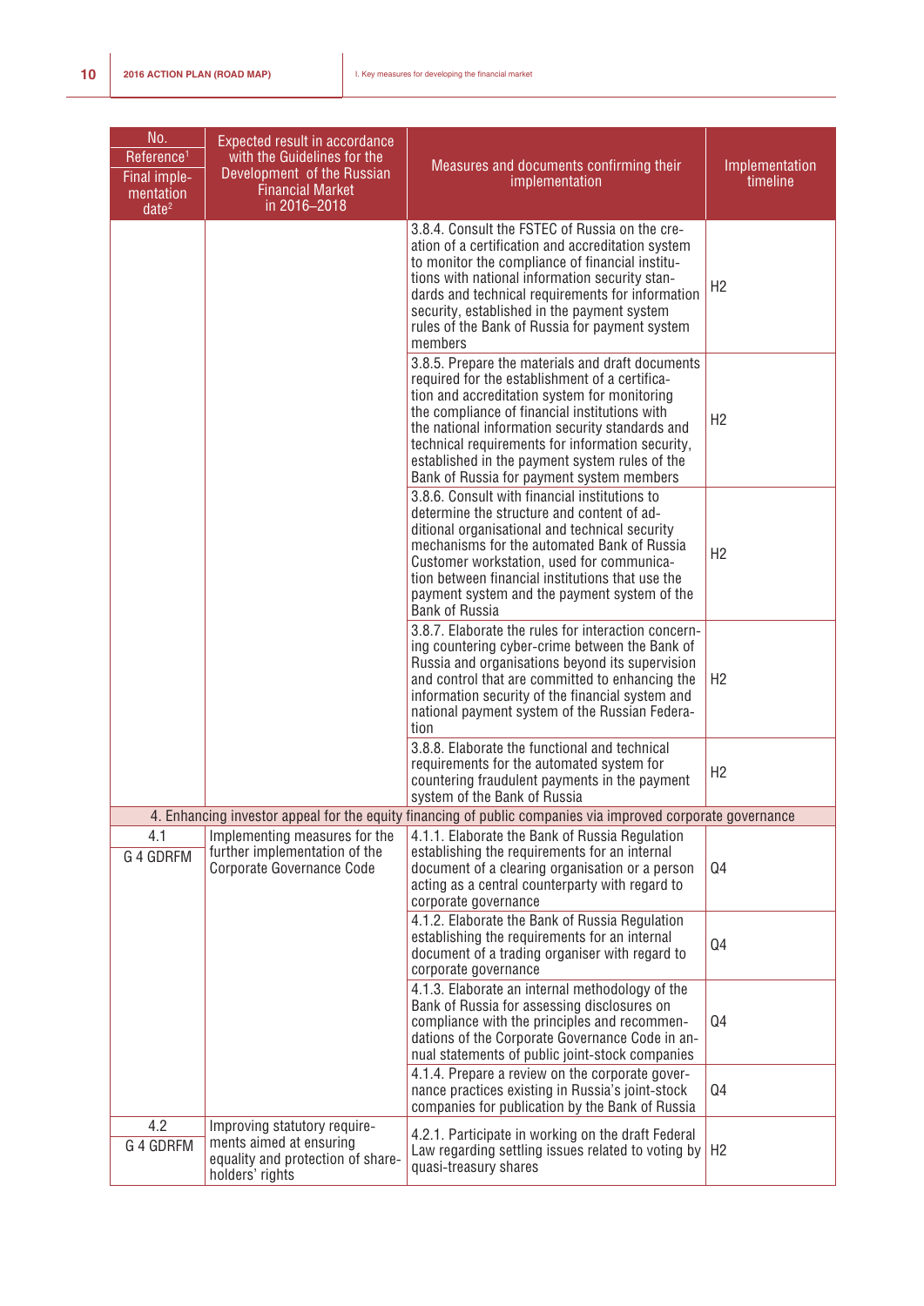| No. Reference[1] Final imple-mentation date[2] | Expected result in accordance with the Guidelines for the Development of the Russian Financial Market in 2016–2018 | Measures and documents confirming their implementation | Implementation timeline |
|---|---|---|---|
| | | 3.8.4. Consult the FSTEC of Russia on the creation of a certification and accreditation system to monitor the compliance of financial institutions with national information security standards and technical requirements for information security, established in the payment system rules of the Bank of Russia for payment system members | H2 |
| | | 3.8.5. Prepare the materials and draft documents required for the establishment of a certification and accreditation system for monitoring the compliance of financial institutions with the national information security standards and technical requirements for information security, established in the payment system rules of the Bank of Russia for payment system members | H2 |
| | | 3.8.6. Consult with financial institutions to determine the structure and content of additional organisational and technical security mechanisms for the automated Bank of Russia Customer workstation, used for communication between financial institutions that use the payment system and the payment system of the Bank of Russia | H2 |
| | | 3.8.7. Elaborate the rules for interaction concerning countering cyber-crime between the Bank of Russia and organisations beyond its supervision and control that are committed to enhancing the information security of the financial system and national payment system of the Russian Federation | H2 |
| | | 3.8.8. Elaborate the functional and technical requirements for the automated system for countering fraudulent payments in the payment system of the Bank of Russia | H2 |
| **4. Enhancing investor appeal for the equity financing of public companies via improved corporate governance** | | | |
| 4.1 G 4 GDRFM | Implementing measures for the further implementation of the Corporate Governance Code | 4.1.1. Elaborate the Bank of Russia Regulation establishing the requirements for an internal document of a clearing organisation or a person acting as a central counterparty with regard to corporate governance | Q4 |
| | | 4.1.2. Elaborate the Bank of Russia Regulation establishing the requirements for an internal document of a trading organiser with regard to corporate governance | Q4 |
| | | 4.1.3. Elaborate an internal methodology of the Bank of Russia for assessing disclosures on compliance with the principles and recommendations of the Corporate Governance Code in annual statements of public joint-stock companies | Q4 |
| | | 4.1.4. Prepare a review on the corporate governance practices existing in Russia's joint-stock companies for publication by the Bank of Russia | Q4 |
| 4.2 G 4 GDRFM | Improving statutory requirements aimed at ensuring equality and protection of shareholders' rights | 4.2.1. Participate in working on the draft Federal Law regarding settling issues related to voting by quasi-treasury shares | H2 |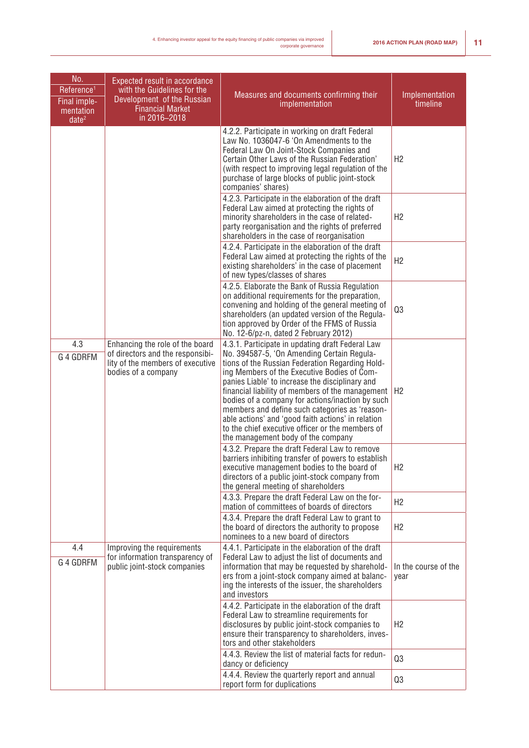| No. Reference[1] Final implementation date[2] | Expected result in accordance with the Guidelines for the Development of the Russian Financial Market in 2016–2018 | Measures and documents confirming their implementation | Implementation timeline |
|---|---|---|---|
| | | 4.2.2. Participate in working on draft Federal Law No. 1036047-6 'On Amendments to the Federal Law On Joint-Stock Companies and Certain Other Laws of the Russian Federation' (with respect to improving legal regulation of the purchase of large blocks of public joint-stock companies' shares) | H2 |
| | | 4.2.3. Participate in the elaboration of the draft Federal Law aimed at protecting the rights of minority shareholders in the case of related-party reorganisation and the rights of preferred shareholders in the case of reorganisation | H2 |
| | | 4.2.4. Participate in the elaboration of the draft Federal Law aimed at protecting the rights of the existing shareholders' in the case of placement of new types/classes of shares | H2 |
| | | 4.2.5. Elaborate the Bank of Russia Regulation on additional requirements for the preparation, convening and holding of the general meeting of shareholders (an updated version of the Regulation approved by Order of the FFMS of Russia No. 12-6/pz-n, dated 2 February 2012) | Q3 |
| 4.3<br>G 4 GDRFM | Enhancing the role of the board of directors and the responsibility of the members of executive bodies of a company | 4.3.1. Participate in updating draft Federal Law No. 394587-5, 'On Amending Certain Regulations of the Russian Federation Regarding Holding Members of the Executive Bodies of Companies Liable' to increase the disciplinary and financial liability of members of the management bodies of a company for actions/inaction by such members and define such categories as 'reasonable actions' and 'good faith actions' in relation to the chief executive officer or the members of the management body of the company | H2 |
| | | 4.3.2. Prepare the draft Federal Law to remove barriers inhibiting transfer of powers to establish executive management bodies to the board of directors of a public joint-stock company from the general meeting of shareholders | H2 |
| | | 4.3.3. Prepare the draft Federal Law on the formation of committees of boards of directors | H2 |
| | | 4.3.4. Prepare the draft Federal Law to grant to the board of directors the authority to propose nominees to a new board of directors | H2 |
| 4.4<br>G 4 GDRFM | Improving the requirements for information transparency of public joint-stock companies | 4.4.1. Participate in the elaboration of the draft Federal Law to adjust the list of documents and information that may be requested by shareholders from a joint-stock company aimed at balancing the interests of the issuer, the shareholders and investors | In the course of the year |
| | | 4.4.2. Participate in the elaboration of the draft Federal Law to streamline requirements for disclosures by public joint-stock companies to ensure their transparency to shareholders, investors and other stakeholders | H2 |
| | | 4.4.3. Review the list of material facts for redundancy or deficiency | Q3 |
| | | 4.4.4. Review the quarterly report and annual report form for duplications | Q3 |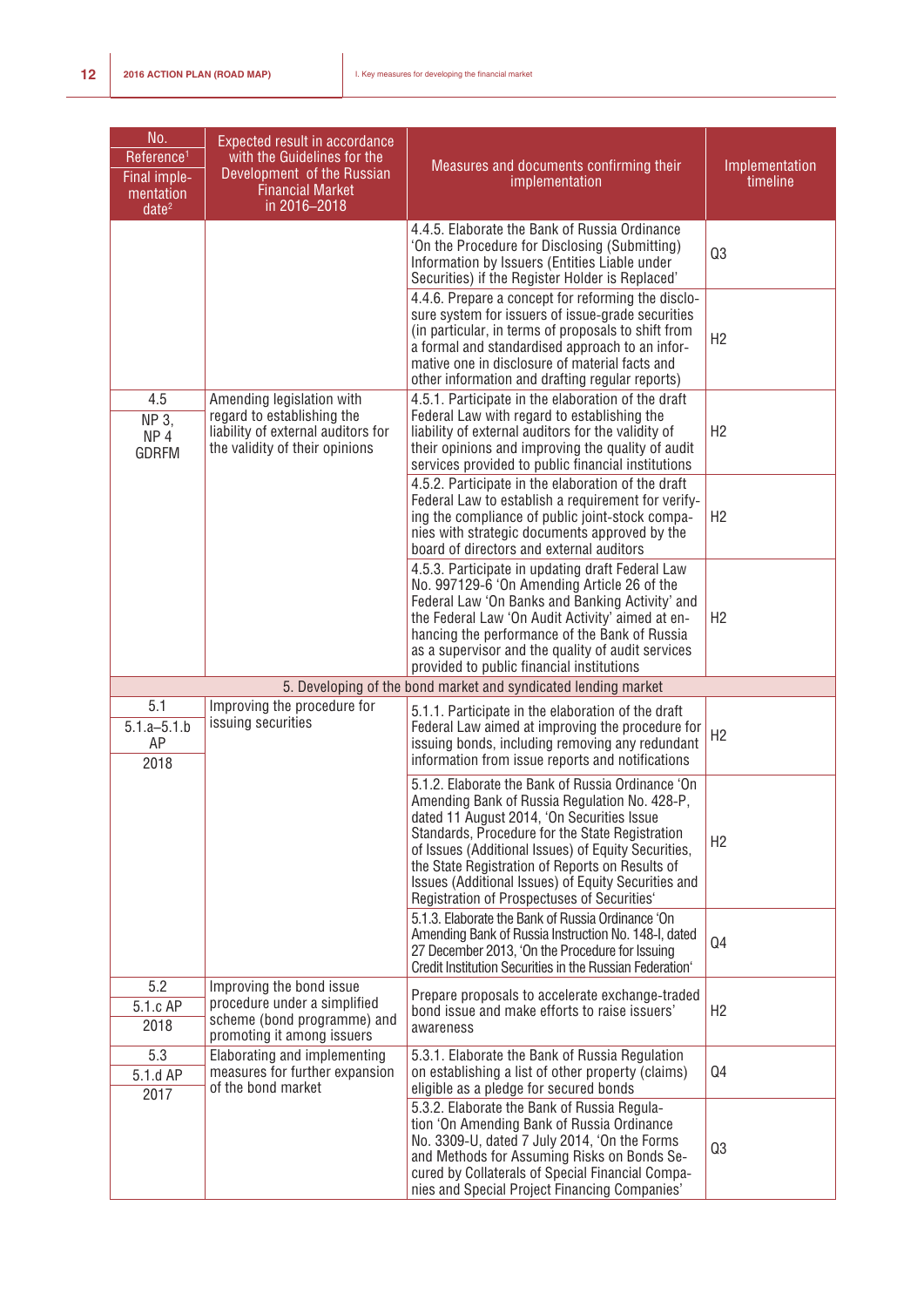| No.<br>Reference[1]<br>Final implementation date[2] | Expected result in accordance with the Guidelines for the Development of the Russian Financial Market in 2016–2018 | Measures and documents confirming their implementation | Implementation timeline |
|---|---|---|---|
| | | 4.4.5. Elaborate the Bank of Russia Ordinance 'On the Procedure for Disclosing (Submitting) Information by Issuers (Entities Liable under Securities) if the Register Holder is Replaced' | Q3 |
| | | 4.4.6. Prepare a concept for reforming the disclosure system for issuers of issue-grade securities (in particular, in terms of proposals to shift from a formal and standardised approach to an informative one in disclosure of material facts and other information and drafting regular reports) | H2 |
| 4.5<br>NP 3,<br>NP 4<br>GDRFM | Amending legislation with regard to establishing the liability of external auditors for the validity of their opinions | 4.5.1. Participate in the elaboration of the draft Federal Law with regard to establishing the liability of external auditors for the validity of their opinions and improving the quality of audit services provided to public financial institutions | H2 |
| | | 4.5.2. Participate in the elaboration of the draft Federal Law to establish a requirement for verifying the compliance of public joint-stock companies with strategic documents approved by the board of directors and external auditors | H2 |
| | | 4.5.3. Participate in updating draft Federal Law No. 997129-6 'On Amending Article 26 of the Federal Law 'On Banks and Banking Activity' and the Federal Law 'On Audit Activity' aimed at enhancing the performance of the Bank of Russia as a supervisor and the quality of audit services provided to public financial institutions | H2 |
| **5. Developing of the bond market and syndicated lending market** | | | |
| 5.1<br>5.1.a–5.1.b AP<br>2018 | Improving the procedure for issuing securities | 5.1.1. Participate in the elaboration of the draft Federal Law aimed at improving the procedure for issuing bonds, including removing any redundant information from issue reports and notifications | H2 |
| | | 5.1.2. Elaborate the Bank of Russia Ordinance 'On Amending Bank of Russia Regulation No. 428-P, dated 11 August 2014, 'On Securities Issue Standards, Procedure for the State Registration of Issues (Additional Issues) of Equity Securities, the State Registration of Reports on Results of Issues (Additional Issues) of Equity Securities and Registration of Prospectuses of Securities' | H2 |
| | | 5.1.3. Elaborate the Bank of Russia Ordinance 'On Amending Bank of Russia Instruction No. 148-I, dated 27 December 2013, 'On the Procedure for Issuing Credit Institution Securities in the Russian Federation' | Q4 |
| 5.2<br>5.1.c AP<br>2018 | Improving the bond issue procedure under a simplified scheme (bond programme) and promoting it among issuers | Prepare proposals to accelerate exchange-traded bond issue and make efforts to raise issuers' awareness | H2 |
| 5.3<br>5.1.d AP<br>2017 | Elaborating and implementing measures for further expansion of the bond market | 5.3.1. Elaborate the Bank of Russia Regulation on establishing a list of other property (claims) eligible as a pledge for secured bonds | Q4 |
| | | 5.3.2. Elaborate the Bank of Russia Regulation 'On Amending Bank of Russia Ordinance No. 3309-U, dated 7 July 2014, 'On the Forms and Methods for Assuming Risks on Bonds Secured by Collaterals of Special Financial Companies and Special Project Financing Companies' | Q3 |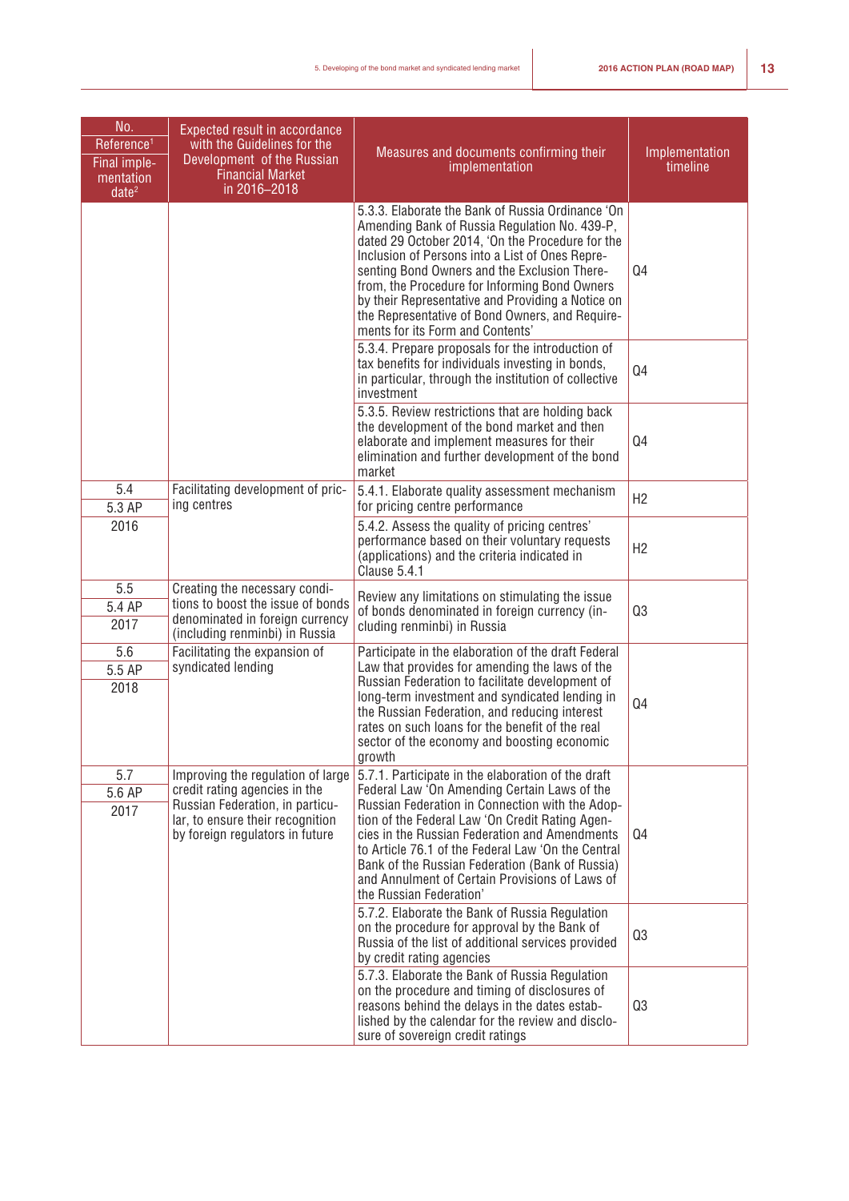| No. Reference[1] Final implementation date[2] | Expected result in accordance with the Guidelines for the Development of the Russian Financial Market in 2016–2018 | Measures and documents confirming their implementation | Implementation timeline |
|---|---|---|---|
| | | 5.3.3. Elaborate the Bank of Russia Ordinance 'On Amending Bank of Russia Regulation No. 439-P, dated 29 October 2014, 'On the Procedure for the Inclusion of Persons into a List of Ones Representing Bond Owners and the Exclusion Therefrom, the Procedure for Informing Bond Owners by their Representative and Providing a Notice on the Representative of Bond Owners, and Requirements for its Form and Contents' | Q4 |
| | | 5.3.4. Prepare proposals for the introduction of tax benefits for individuals investing in bonds, in particular, through the institution of collective investment | Q4 |
| | | 5.3.5. Review restrictions that are holding back the development of the bond market and then elaborate and implement measures for their elimination and further development of the bond market | Q4 |
| 5.4 5.3 AP 2016 | Facilitating development of pricing centres | 5.4.1. Elaborate quality assessment mechanism for pricing centre performance | H2 |
| | | 5.4.2. Assess the quality of pricing centres' performance based on their voluntary requests (applications) and the criteria indicated in Clause 5.4.1 | H2 |
| 5.5 5.4 AP 2017 | Creating the necessary conditions to boost the issue of bonds denominated in foreign currency (including renminbi) in Russia | Review any limitations on stimulating the issue of bonds denominated in foreign currency (including renminbi) in Russia | Q3 |
| 5.6 5.5 AP 2018 | Facilitating the expansion of syndicated lending | Participate in the elaboration of the draft Federal Law that provides for amending the laws of the Russian Federation to facilitate development of long-term investment and syndicated lending in the Russian Federation, and reducing interest rates on such loans for the benefit of the real sector of the economy and boosting economic growth | Q4 |
| 5.7 5.6 AP 2017 | Improving the regulation of large credit rating agencies in the Russian Federation, in particular, to ensure their recognition by foreign regulators in future | 5.7.1. Participate in the elaboration of the draft Federal Law 'On Amending Certain Laws of the Russian Federation in Connection with the Adoption of the Federal Law 'On Credit Rating Agencies in the Russian Federation and Amendments to Article 76.1 of the Federal Law 'On the Central Bank of the Russian Federation (Bank of Russia) and Annulment of Certain Provisions of Laws of the Russian Federation' | Q4 |
| | | 5.7.2. Elaborate the Bank of Russia Regulation on the procedure for approval by the Bank of Russia of the list of additional services provided by credit rating agencies | Q3 |
| | | 5.7.3. Elaborate the Bank of Russia Regulation on the procedure and timing of disclosures of reasons behind the delays in the dates established by the calendar for the review and disclosure of sovereign credit ratings | Q3 |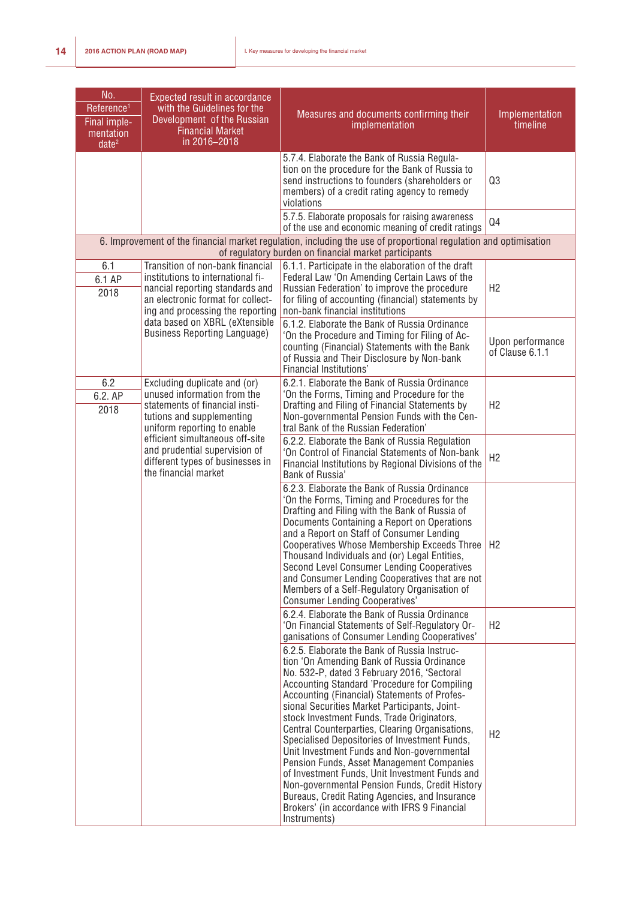| No.<br>Reference[1]<br>Final implementation date[2] | Expected result in accordance with the Guidelines for the Development of the Russian Financial Market in 2016–2018 | Measures and documents confirming their implementation | Implementation timeline |
|---|---|---|---|
| | | 5.7.4. Elaborate the Bank of Russia Regulation on the procedure for the Bank of Russia to send instructions to founders (shareholders or members) of a credit rating agency to remedy violations | Q3 |
| | | 5.7.5. Elaborate proposals for raising awareness of the use and economic meaning of credit ratings | Q4 |
| **6. Improvement of the financial market regulation, including the use of proportional regulation and optimisation of regulatory burden on financial market participants** | | | |
| 6.1<br>6.1 AP<br>2018 | Transition of non-bank financial institutions to international financial reporting standards and an electronic format for collecting and processing the reporting data based on XBRL (eXtensible Business Reporting Language) | 6.1.1. Participate in the elaboration of the draft Federal Law 'On Amending Certain Laws of the Russian Federation' to improve the procedure for filing of accounting (financial) statements by non-bank financial institutions | H2 |
| | | 6.1.2. Elaborate the Bank of Russia Ordinance 'On the Procedure and Timing for Filing of Accounting (Financial) Statements with the Bank of Russia and Their Disclosure by Non-bank Financial Institutions' | Upon performance of Clause 6.1.1 |
| 6.2<br>6.2. AP<br>2018 | Excluding duplicate and (or) unused information from the statements of financial institutions and supplementing uniform reporting to enable efficient simultaneous off-site and prudential supervision of different types of businesses in the financial market | 6.2.1. Elaborate the Bank of Russia Ordinance 'On the Forms, Timing and Procedure for the Drafting and Filing of Financial Statements by Non-governmental Pension Funds with the Central Bank of the Russian Federation' | H2 |
| | | 6.2.2. Elaborate the Bank of Russia Regulation 'On Control of Financial Statements of Non-bank Financial Institutions by Regional Divisions of the Bank of Russia' | H2 |
| | | 6.2.3. Elaborate the Bank of Russia Ordinance 'On the Forms, Timing and Procedures for the Drafting and Filing with the Bank of Russia of Documents Containing a Report on Operations and a Report on Staff of Consumer Lending Cooperatives Whose Membership Exceeds Three Thousand Individuals and (or) Legal Entities, Second Level Consumer Lending Cooperatives and Consumer Lending Cooperatives that are not Members of a Self-Regulatory Organisation of Consumer Lending Cooperatives' | H2 |
| | | 6.2.4. Elaborate the Bank of Russia Ordinance 'On Financial Statements of Self-Regulatory Organisations of Consumer Lending Cooperatives' | H2 |
| | | 6.2.5. Elaborate the Bank of Russia Instruction 'On Amending Bank of Russia Ordinance No. 532-P, dated 3 February 2016, 'Sectoral Accounting Standard 'Procedure for Compiling Accounting (Financial) Statements of Professional Securities Market Participants, Joint-stock Investment Funds, Trade Originators, Central Counterparties, Clearing Organisations, Specialised Depositories of Investment Funds, Unit Investment Funds and Non-governmental Pension Funds, Asset Management Companies of Investment Funds, Unit Investment Funds and Non-governmental Pension Funds, Credit History Bureaus, Credit Rating Agencies, and Insurance Brokers' (in accordance with IFRS 9 Financial Instruments) | H2 |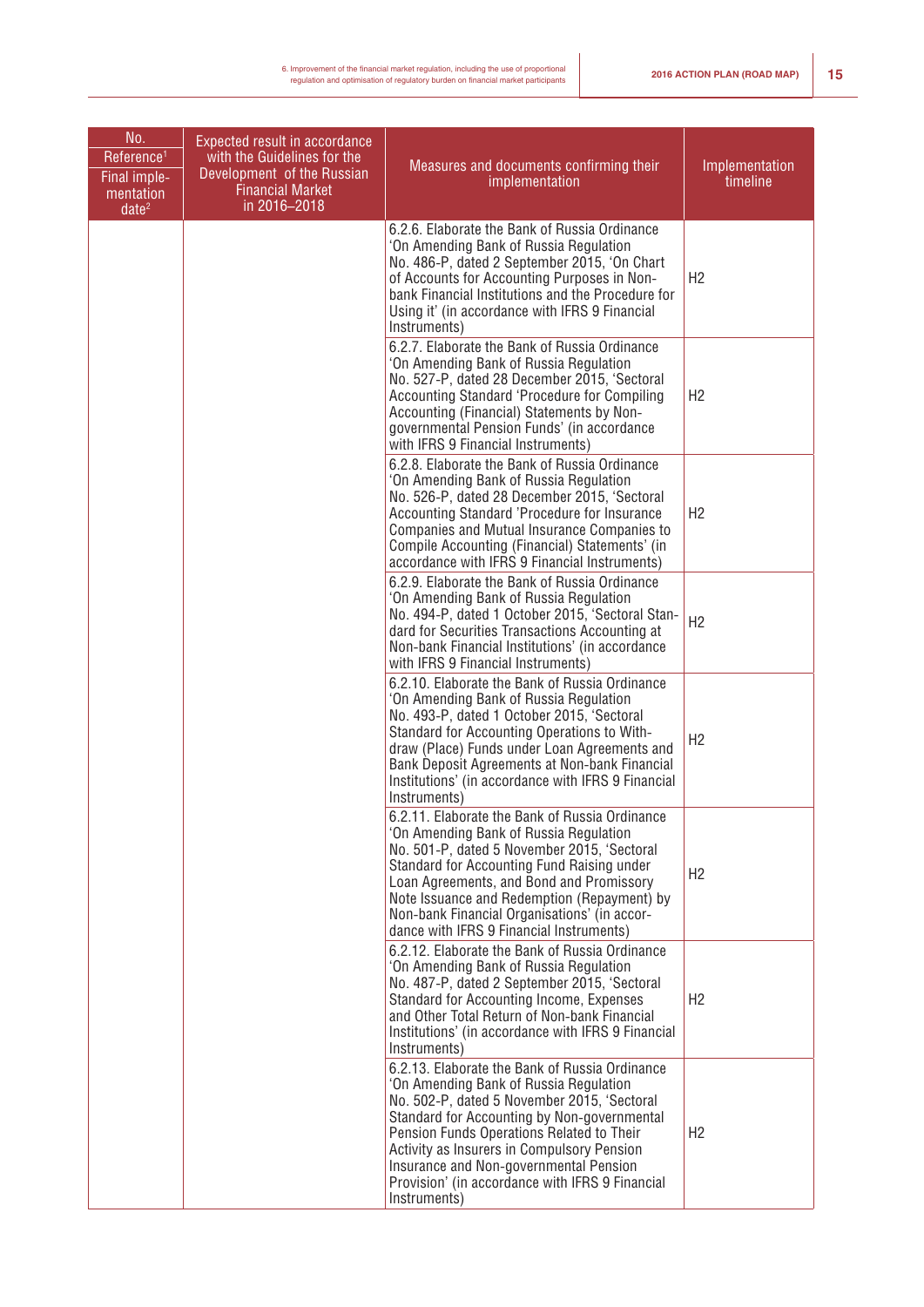| No. Reference[1] Final implementation date[2] | Expected result in accordance with the Guidelines for the Development of the Russian Financial Market in 2016–2018 | Measures and documents confirming their implementation | Implementation timeline |
|---|---|---|---|
| | | 6.2.6. Elaborate the Bank of Russia Ordinance 'On Amending Bank of Russia Regulation No. 486-P, dated 2 September 2015, 'On Chart of Accounts for Accounting Purposes in Non-bank Financial Institutions and the Procedure for Using it' (in accordance with IFRS 9 Financial Instruments) | H2 |
| | | 6.2.7. Elaborate the Bank of Russia Ordinance 'On Amending Bank of Russia Regulation No. 527-P, dated 28 December 2015, 'Sectoral Accounting Standard 'Procedure for Compiling Accounting (Financial) Statements by Non-governmental Pension Funds' (in accordance with IFRS 9 Financial Instruments) | H2 |
| | | 6.2.8. Elaborate the Bank of Russia Ordinance 'On Amending Bank of Russia Regulation No. 526-P, dated 28 December 2015, 'Sectoral Accounting Standard 'Procedure for Insurance Companies and Mutual Insurance Companies to Compile Accounting (Financial) Statements' (in accordance with IFRS 9 Financial Instruments) | H2 |
| | | 6.2.9. Elaborate the Bank of Russia Ordinance 'On Amending Bank of Russia Regulation No. 494-P, dated 1 October 2015, 'Sectoral Standard for Securities Transactions Accounting at Non-bank Financial Institutions' (in accordance with IFRS 9 Financial Instruments) | H2 |
| | | 6.2.10. Elaborate the Bank of Russia Ordinance 'On Amending Bank of Russia Regulation No. 493-P, dated 1 October 2015, 'Sectoral Standard for Accounting Operations to Withdraw (Place) Funds under Loan Agreements and Bank Deposit Agreements at Non-bank Financial Institutions' (in accordance with IFRS 9 Financial Instruments) | H2 |
| | | 6.2.11. Elaborate the Bank of Russia Ordinance 'On Amending Bank of Russia Regulation No. 501-P, dated 5 November 2015, 'Sectoral Standard for Accounting Fund Raising under Loan Agreements, and Bond and Promissory Note Issuance and Redemption (Repayment) by Non-bank Financial Organisations' (in accordance with IFRS 9 Financial Instruments) | H2 |
| | | 6.2.12. Elaborate the Bank of Russia Ordinance 'On Amending Bank of Russia Regulation No. 487-P, dated 2 September 2015, 'Sectoral Standard for Accounting Income, Expenses and Other Total Return of Non-bank Financial Institutions' (in accordance with IFRS 9 Financial Instruments) | H2 |
| | | 6.2.13. Elaborate the Bank of Russia Ordinance 'On Amending Bank of Russia Regulation No. 502-P, dated 5 November 2015, 'Sectoral Standard for Accounting by Non-governmental Pension Funds Operations Related to Their Activity as Insurers in Compulsory Pension Insurance and Non-governmental Pension Provision' (in accordance with IFRS 9 Financial Instruments) | H2 |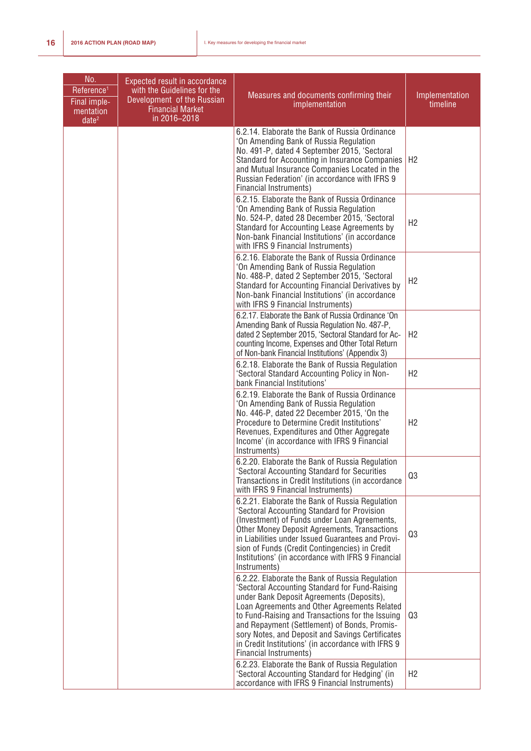| No. Reference[1] Final implementation date[2] | Expected result in accordance with the Guidelines for the Development of the Russian Financial Market in 2016–2018 | Measures and documents confirming their implementation | Implementation timeline |
|---|---|---|---|
| | | 6.2.14. Elaborate the Bank of Russia Ordinance 'On Amending Bank of Russia Regulation No. 491-P, dated 4 September 2015, 'Sectoral Standard for Accounting in Insurance Companies and Mutual Insurance Companies Located in the Russian Federation' (in accordance with IFRS 9 Financial Instruments) | H2 |
| | | 6.2.15. Elaborate the Bank of Russia Ordinance 'On Amending Bank of Russia Regulation No. 524-P, dated 28 December 2015, 'Sectoral Standard for Accounting Lease Agreements by Non-bank Financial Institutions' (in accordance with IFRS 9 Financial Instruments) | H2 |
| | | 6.2.16. Elaborate the Bank of Russia Ordinance 'On Amending Bank of Russia Regulation No. 488-P, dated 2 September 2015, 'Sectoral Standard for Accounting Financial Derivatives by Non-bank Financial Institutions' (in accordance with IFRS 9 Financial Instruments) | H2 |
| | | 6.2.17. Elaborate the Bank of Russia Ordinance 'On Amending Bank of Russia Regulation No. 487-P, dated 2 September 2015, 'Sectoral Standard for Accounting Income, Expenses and Other Total Return of Non-bank Financial Institutions' (Appendix 3) | H2 |
| | | 6.2.18. Elaborate the Bank of Russia Regulation 'Sectoral Standard Accounting Policy in Non-bank Financial Institutions' | H2 |
| | | 6.2.19. Elaborate the Bank of Russia Ordinance 'On Amending Bank of Russia Regulation No. 446-P, dated 22 December 2015, 'On the Procedure to Determine Credit Institutions' Revenues, Expenditures and Other Aggregate Income' (in accordance with IFRS 9 Financial Instruments) | H2 |
| | | 6.2.20. Elaborate the Bank of Russia Regulation 'Sectoral Accounting Standard for Securities Transactions in Credit Institutions (in accordance with IFRS 9 Financial Instruments) | Q3 |
| | | 6.2.21. Elaborate the Bank of Russia Regulation 'Sectoral Accounting Standard for Provision (Investment) of Funds under Loan Agreements, Other Money Deposit Agreements, Transactions in Liabilities under Issued Guarantees and Provision of Funds (Credit Contingencies) in Credit Institutions' (in accordance with IFRS 9 Financial Instruments) | Q3 |
| | | 6.2.22. Elaborate the Bank of Russia Regulation 'Sectoral Accounting Standard for Fund-Raising under Bank Deposit Agreements (Deposits), Loan Agreements and Other Agreements Related to Fund-Raising and Transactions for the Issuing and Repayment (Settlement) of Bonds, Promissory Notes, and Deposit and Savings Certificates in Credit Institutions' (in accordance with IFRS 9 Financial Instruments) | Q3 |
| | | 6.2.23. Elaborate the Bank of Russia Regulation 'Sectoral Accounting Standard for Hedging' (in accordance with IFRS 9 Financial Instruments) | H2 |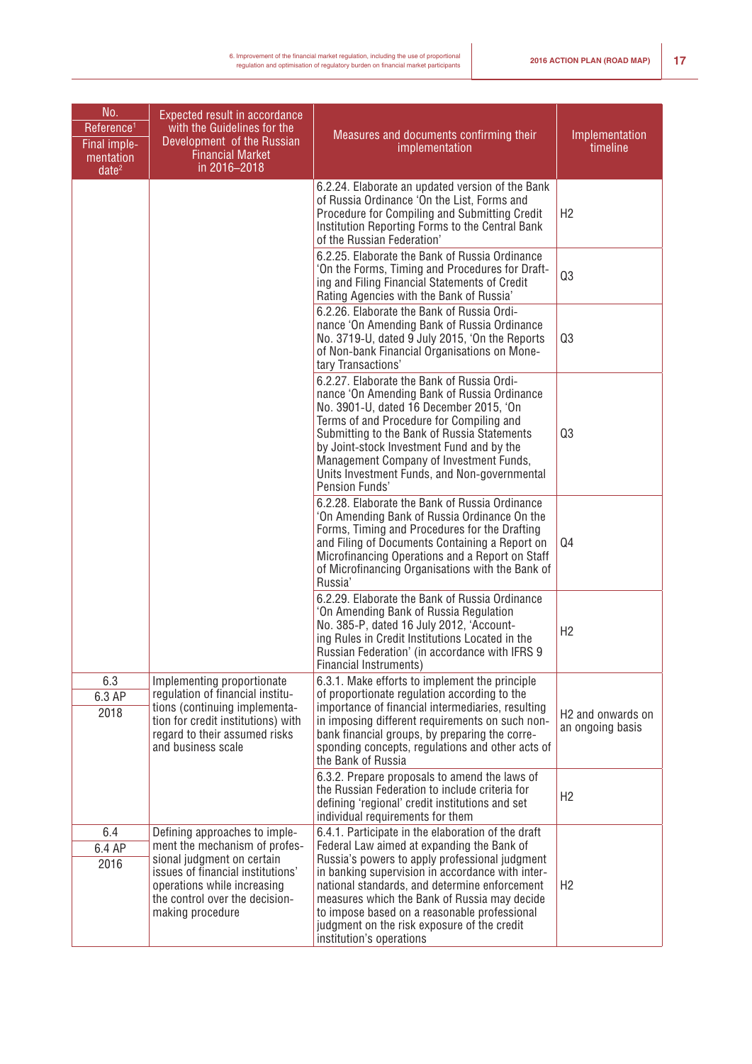| No.<br>Reference[1]<br>Final implementation date[2] | Expected result in accordance with the Guidelines for the Development of the Russian Financial Market in 2016–2018 | Measures and documents confirming their implementation | Implementation timeline |
|---|---|---|---|
| | | 6.2.24. Elaborate an updated version of the Bank of Russia Ordinance 'On the List, Forms and Procedure for Compiling and Submitting Credit Institution Reporting Forms to the Central Bank of the Russian Federation' | H2 |
| | | 6.2.25. Elaborate the Bank of Russia Ordinance 'On the Forms, Timing and Procedures for Drafting and Filing Financial Statements of Credit Rating Agencies with the Bank of Russia' | Q3 |
| | | 6.2.26. Elaborate the Bank of Russia Ordinance 'On Amending Bank of Russia Ordinance No. 3719-U, dated 9 July 2015, 'On the Reports of Non-bank Financial Organisations on Monetary Transactions' | Q3 |
| | | 6.2.27. Elaborate the Bank of Russia Ordinance 'On Amending Bank of Russia Ordinance No. 3901-U, dated 16 December 2015, 'On Terms of and Procedure for Compiling and Submitting to the Bank of Russia Statements by Joint-stock Investment Fund and by the Management Company of Investment Funds, Units Investment Funds, and Non-governmental Pension Funds' | Q3 |
| | | 6.2.28. Elaborate the Bank of Russia Ordinance 'On Amending Bank of Russia Ordinance On the Forms, Timing and Procedures for the Drafting and Filing of Documents Containing a Report on Microfinancing Operations and a Report on Staff of Microfinancing Organisations with the Bank of Russia' | Q4 |
| | | 6.2.29. Elaborate the Bank of Russia Ordinance 'On Amending Bank of Russia Regulation No. 385-P, dated 16 July 2012, 'Accounting Rules in Credit Institutions Located in the Russian Federation' (in accordance with IFRS 9 Financial Instruments) | H2 |
| 6.3<br>6.3 AP<br>2018 | Implementing proportionate regulation of financial institutions (continuing implementation for credit institutions) with regard to their assumed risks and business scale | 6.3.1. Make efforts to implement the principle of proportionate regulation according to the importance of financial intermediaries, resulting in imposing different requirements on such non-bank financial groups, by preparing the corresponding concepts, regulations and other acts of the Bank of Russia | H2 and onwards on an ongoing basis |
| | | 6.3.2. Prepare proposals to amend the laws of the Russian Federation to include criteria for defining 'regional' credit institutions and set individual requirements for them | H2 |
| 6.4<br>6.4 AP<br>2016 | Defining approaches to implement the mechanism of professional judgment on certain issues of financial institutions' operations while increasing the control over the decision-making procedure | 6.4.1. Participate in the elaboration of the draft Federal Law aimed at expanding the Bank of Russia's powers to apply professional judgment in banking supervision in accordance with international standards, and determine enforcement measures which the Bank of Russia may decide to impose based on a reasonable professional judgment on the risk exposure of the credit institution's operations | H2 |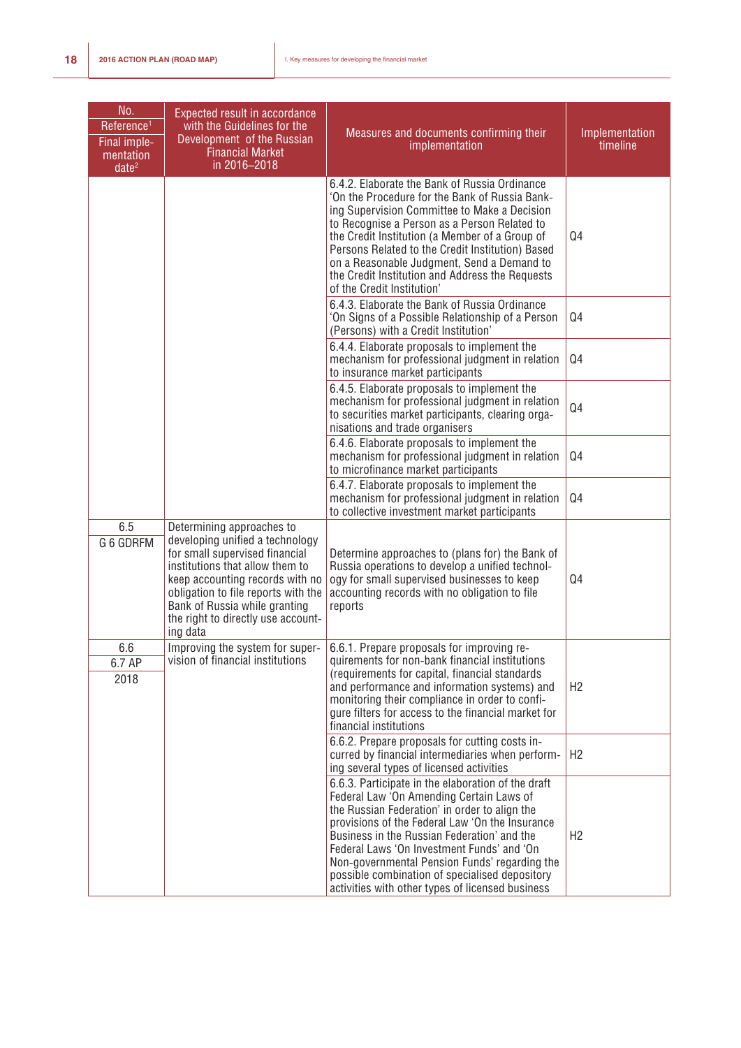| No.<br>Reference[1]<br>Final implementation date[2] | Expected result in accordance with the Guidelines for the Development of the Russian Financial Market in 2016–2018 | Measures and documents confirming their implementation | Implementation timeline |
|---|---|---|---|
| | | 6.4.2. Elaborate the Bank of Russia Ordinance 'On the Procedure for the Bank of Russia Banking Supervision Committee to Make a Decision to Recognise a Person as a Person Related to the Credit Institution (a Member of a Group of Persons Related to the Credit Institution) Based on a Reasonable Judgment, Send a Demand to the Credit Institution and Address the Requests of the Credit Institution' | Q4 |
| | | 6.4.3. Elaborate the Bank of Russia Ordinance 'On Signs of a Possible Relationship of a Person (Persons) with a Credit Institution' | Q4 |
| | | 6.4.4. Elaborate proposals to implement the mechanism for professional judgment in relation to insurance market participants | Q4 |
| | | 6.4.5. Elaborate proposals to implement the mechanism for professional judgment in relation to securities market participants, clearing organisations and trade organisers | Q4 |
| | | 6.4.6. Elaborate proposals to implement the mechanism for professional judgment in relation to microfinance market participants | Q4 |
| | | 6.4.7. Elaborate proposals to implement the mechanism for professional judgment in relation to collective investment market participants | Q4 |
| 6.5<br>G 6 GDRFM | Determining approaches to developing unified a technology for small supervised financial institutions that allow them to keep accounting records with no obligation to file reports with the Bank of Russia while granting the right to directly use accounting data | Determine approaches to (plans for) the Bank of Russia operations to develop a unified technology for small supervised businesses to keep accounting records with no obligation to file reports | Q4 |
| 6.6<br>6.7 AP<br>2018 | Improving the system for supervision of financial institutions | 6.6.1. Prepare proposals for improving requirements for non-bank financial institutions (requirements for capital, financial standards and performance and information systems) and monitoring their compliance in order to configure filters for access to the financial market for financial institutions | H2 |
| | | 6.6.2. Prepare proposals for cutting costs incurred by financial intermediaries when performing several types of licensed activities | H2 |
| | | 6.6.3. Participate in the elaboration of the draft Federal Law 'On Amending Certain Laws of the Russian Federation' in order to align the provisions of the Federal Law 'On the Insurance Business in the Russian Federation' and the Federal Laws 'On Investment Funds' and 'On Non-governmental Pension Funds' regarding the possible combination of specialised depository activities with other types of licensed business | H2 |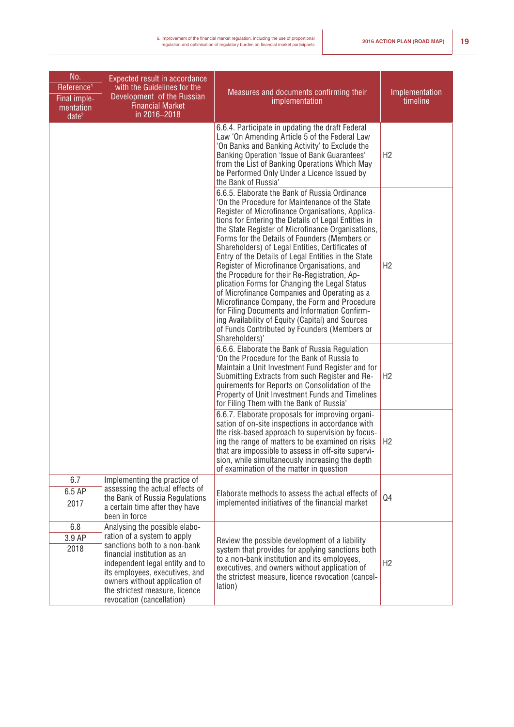| No.<br>Reference[1]<br>Final implementation date[2] | Expected result in accordance with the Guidelines for the Development of the Russian Financial Market in 2016–2018 | Measures and documents confirming their implementation | Implementation timeline |
|---|---|---|---|
| | | 6.6.4. Participate in updating the draft Federal Law 'On Amending Article 5 of the Federal Law 'On Banks and Banking Activity' to Exclude the Banking Operation 'Issue of Bank Guarantees' from the List of Banking Operations Which May be Performed Only Under a Licence Issued by the Bank of Russia' | H2 |
| | | 6.6.5. Elaborate the Bank of Russia Ordinance 'On the Procedure for Maintenance of the State Register of Microfinance Organisations, Applications for Entering the Details of Legal Entities in the State Register of Microfinance Organisations, Forms for the Details of Founders (Members or Shareholders) of Legal Entities, Certificates of Entry of the Details of Legal Entities in the State Register of Microfinance Organisations, and the Procedure for their Re-Registration, Application Forms for Changing the Legal Status of Microfinance Companies and Operating as a Microfinance Company, the Form and Procedure for Filing Documents and Information Confirming Availability of Equity (Capital) and Sources of Funds Contributed by Founders (Members or Shareholders)' | H2 |
| | | 6.6.6. Elaborate the Bank of Russia Regulation 'On the Procedure for the Bank of Russia to Maintain a Unit Investment Fund Register and for Submitting Extracts from such Register and Requirements for Reports on Consolidation of the Property of Unit Investment Funds and Timelines for Filing Them with the Bank of Russia' | H2 |
| | | 6.6.7. Elaborate proposals for improving organisation of on-site inspections in accordance with the risk-based approach to supervision by focusing the range of matters to be examined on risks that are impossible to assess in off-site supervision, while simultaneously increasing the depth of examination of the matter in question | H2 |
| 6.7<br>6.5 AP<br>2017 | Implementing the practice of assessing the actual effects of the Bank of Russia Regulations a certain time after they have been in force | Elaborate methods to assess the actual effects of implemented initiatives of the financial market | Q4 |
| 6.8<br>3.9 AP<br>2018 | Analysing the possible elaboration of a system to apply sanctions both to a non-bank financial institution as an independent legal entity and to its employees, executives, and owners without application of the strictest measure, licence revocation (cancellation) | Review the possible development of a liability system that provides for applying sanctions both to a non-bank institution and its employees, executives, and owners without application of the strictest measure, licence revocation (cancellation) | H2 |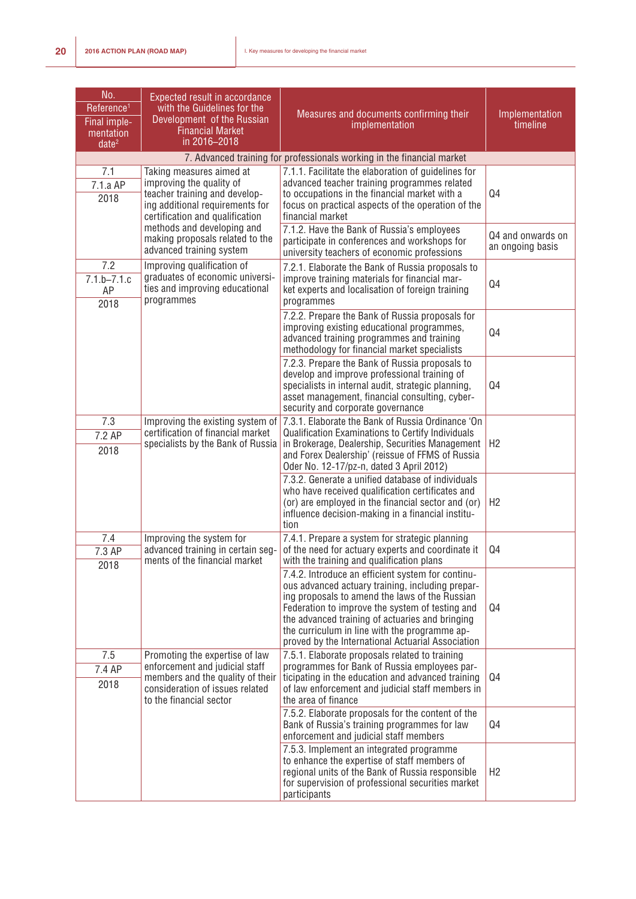| No.<br>Reference[1]<br>Final implementation date[2] | Expected result in accordance with the Guidelines for the Development of the Russian Financial Market in 2016–2018 | Measures and documents confirming their implementation | Implementation timeline |
|---|---|---|---|
| 7. Advanced training for professionals working in the financial market | | | |
| 7.1<br>7.1.a AP<br>2018 | Taking measures aimed at improving the quality of teacher training and developing additional requirements for certification and qualification methods and developing and making proposals related to the advanced training system | 7.1.1. Facilitate the elaboration of guidelines for advanced teacher training programmes related to occupations in the financial market with a focus on practical aspects of the operation of the financial market | Q4 |
| | | 7.1.2. Have the Bank of Russia's employees participate in conferences and workshops for university teachers of economic professions | Q4 and onwards on an ongoing basis |
| 7.2<br>7.1.b–7.1.c AP<br>2018 | Improving qualification of graduates of economic universities and improving educational programmes | 7.2.1. Elaborate the Bank of Russia proposals to improve training materials for financial market experts and localisation of foreign training programmes | Q4 |
| | | 7.2.2. Prepare the Bank of Russia proposals for improving existing educational programmes, advanced training programmes and training methodology for financial market specialists | Q4 |
| | | 7.2.3. Prepare the Bank of Russia proposals to develop and improve professional training of specialists in internal audit, strategic planning, asset management, financial consulting, cyber-security and corporate governance | Q4 |
| 7.3<br>7.2 AP<br>2018 | Improving the existing system of certification of financial market specialists by the Bank of Russia | 7.3.1. Elaborate the Bank of Russia Ordinance 'On Qualification Examinations to Certify Individuals in Brokerage, Dealership, Securities Management and Forex Dealership' (reissue of FFMS of Russia Oder No. 12-17/pz-n, dated 3 April 2012) | H2 |
| | | 7.3.2. Generate a unified database of individuals who have received qualification certificates and (or) are employed in the financial sector and (or) influence decision-making in a financial institution | H2 |
| 7.4<br>7.3 AP<br>2018 | Improving the system for advanced training in certain segments of the financial market | 7.4.1. Prepare a system for strategic planning of the need for actuary experts and coordinate it with the training and qualification plans | Q4 |
| | | 7.4.2. Introduce an efficient system for continuous advanced actuary training, including preparing proposals to amend the laws of the Russian Federation to improve the system of testing and the advanced training of actuaries and bringing the curriculum in line with the programme approved by the International Actuarial Association | Q4 |
| 7.5<br>7.4 AP<br>2018 | Promoting the expertise of law enforcement and judicial staff members and the quality of their consideration of issues related to the financial sector | 7.5.1. Elaborate proposals related to training programmes for Bank of Russia employees participating in the education and advanced training of law enforcement and judicial staff members in the area of finance | Q4 |
| | | 7.5.2. Elaborate proposals for the content of the Bank of Russia's training programmes for law enforcement and judicial staff members | Q4 |
| | | 7.5.3. Implement an integrated programme to enhance the expertise of staff members of regional units of the Bank of Russia responsible for supervision of professional securities market participants | H2 |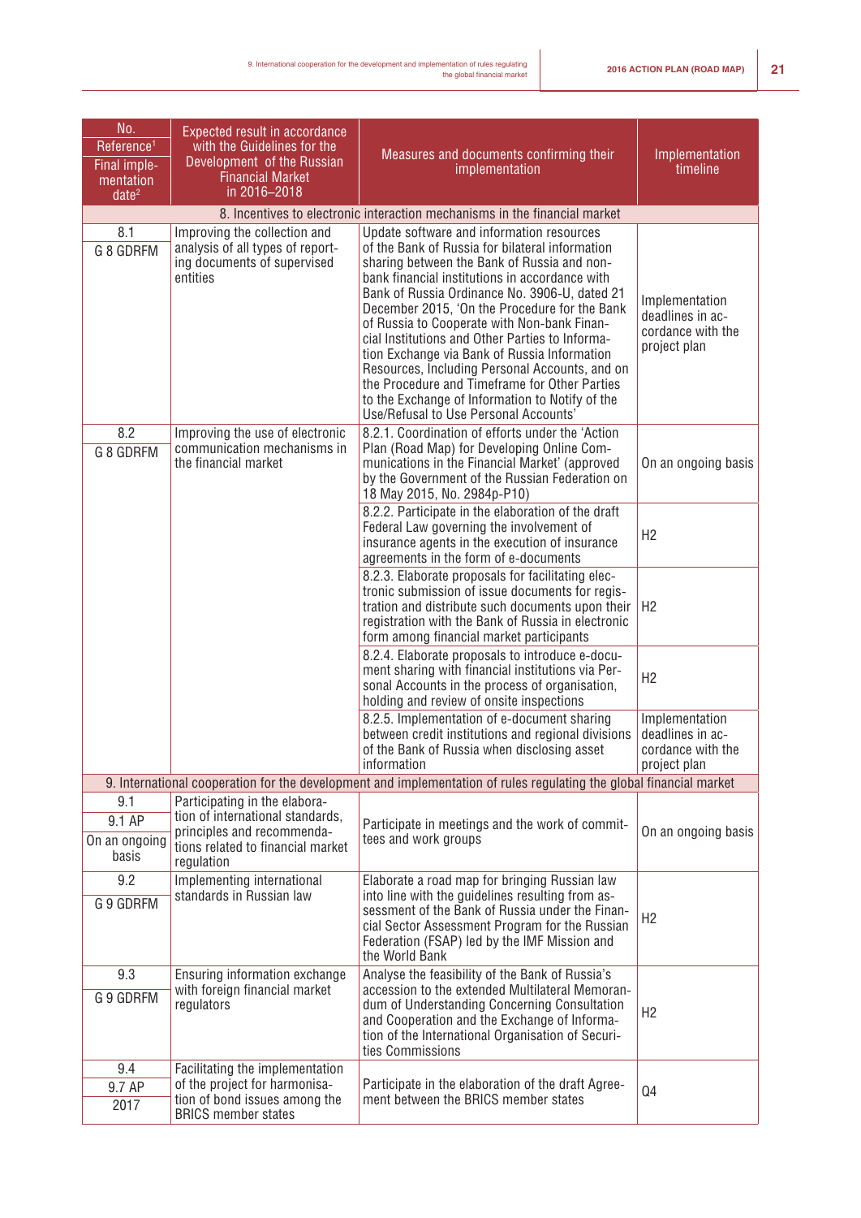| No.<br>Reference[1]<br>Final implementation date[2] | Expected result in accordance with the Guidelines for the Development of the Russian Financial Market in 2016–2018 | Measures and documents confirming their implementation | Implementation timeline |
|---|---|---|---|
| **8. Incentives to electronic interaction mechanisms in the financial market** | | | |
| 8.1<br>G 8 GDRFM | Improving the collection and analysis of all types of reporting documents of supervised entities | Update software and information resources of the Bank of Russia for bilateral information sharing between the Bank of Russia and non-bank financial institutions in accordance with Bank of Russia Ordinance No. 3906-U, dated 21 December 2015, 'On the Procedure for the Bank of Russia to Cooperate with Non-bank Financial Institutions and Other Parties to Information Exchange via Bank of Russia Information Resources, Including Personal Accounts, and on the Procedure and Timeframe for Other Parties to the Exchange of Information to Notify of the Use/Refusal to Use Personal Accounts' | Implementation deadlines in accordance with the project plan |
| 8.2<br>G 8 GDRFM | Improving the use of electronic communication mechanisms in the financial market | 8.2.1. Coordination of efforts under the 'Action Plan (Road Map) for Developing Online Communications in the Financial Market' (approved by the Government of the Russian Federation on 18 May 2015, No. 2984p-P10) | On an ongoing basis |
| | | 8.2.2. Participate in the elaboration of the draft Federal Law governing the involvement of insurance agents in the execution of insurance agreements in the form of e-documents | H2 |
| | | 8.2.3. Elaborate proposals for facilitating electronic submission of issue documents for registration and distribute such documents upon their registration with the Bank of Russia in electronic form among financial market participants | H2 |
| | | 8.2.4. Elaborate proposals to introduce e-document sharing with financial institutions via Personal Accounts in the process of organisation, holding and review of onsite inspections | H2 |
| | | 8.2.5. Implementation of e-document sharing between credit institutions and regional divisions of the Bank of Russia when disclosing asset information | Implementation deadlines in accordance with the project plan |
| **9. International cooperation for the development and implementation of rules regulating the global financial market** | | | |
| 9.1<br>9.1 AP<br>On an ongoing basis | Participating in the elaboration of international standards, principles and recommendations related to financial market regulation | Participate in meetings and the work of committees and work groups | On an ongoing basis |
| 9.2<br>G 9 GDRFM | Implementing international standards in Russian law | Elaborate a road map for bringing Russian law into line with the guidelines resulting from assessment of the Bank of Russia under the Financial Sector Assessment Program for the Russian Federation (FSAP) led by the IMF Mission and the World Bank | H2 |
| 9.3<br>G 9 GDRFM | Ensuring information exchange with foreign financial market regulators | Analyse the feasibility of the Bank of Russia's accession to the extended Multilateral Memorandum of Understanding Concerning Consultation and Cooperation and the Exchange of Information of the International Organisation of Securities Commissions | H2 |
| 9.4<br>9.7 AP<br>2017 | Facilitating the implementation of the project for harmonisation of bond issues among the BRICS member states | Participate in the elaboration of the draft Agreement between the BRICS member states | Q4 |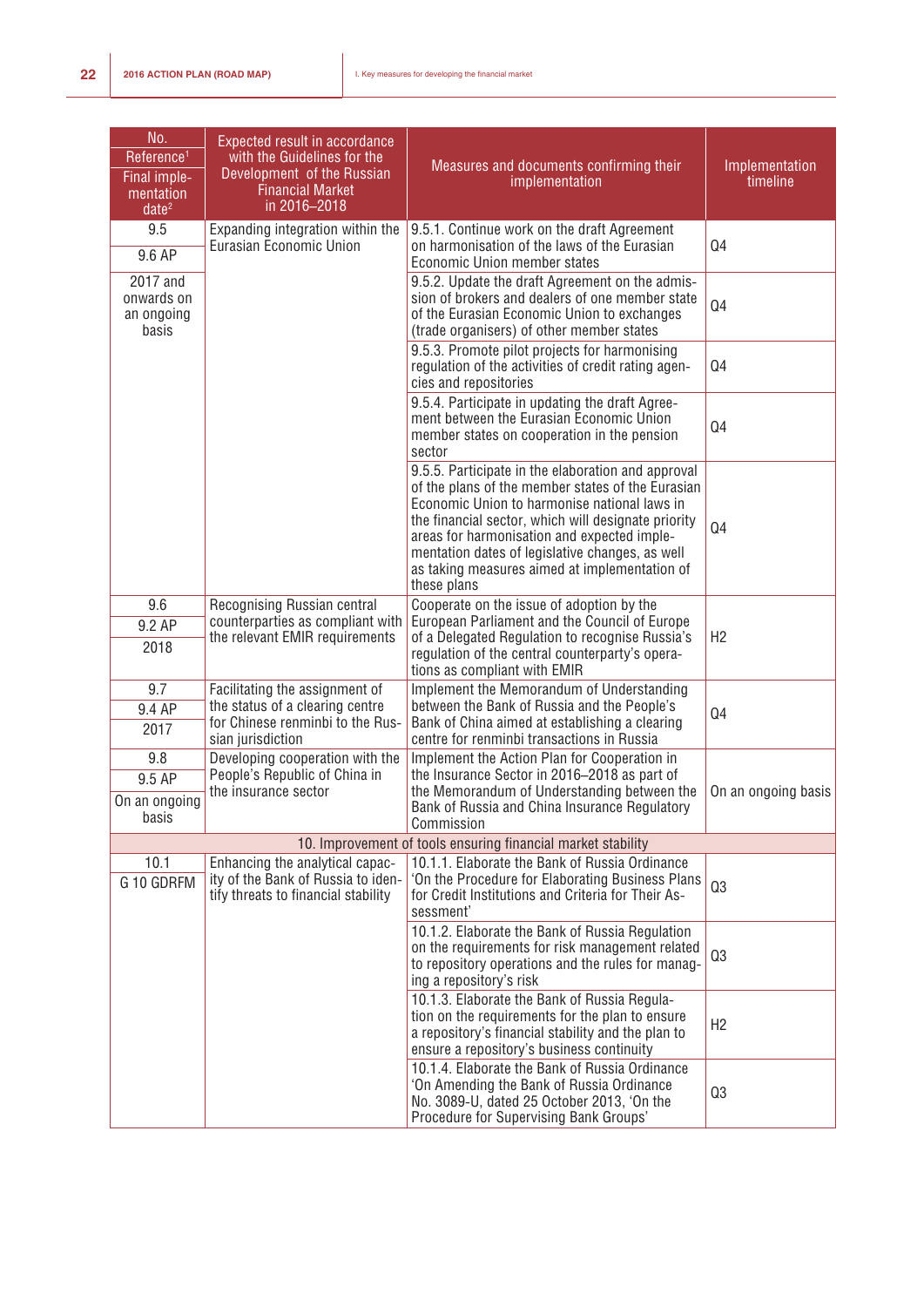| No.<br>Reference[1]<br>Final implementation date[2] | Expected result in accordance with the Guidelines for the Development of the Russian Financial Market in 2016–2018 | Measures and documents confirming their implementation | Implementation timeline |
|---|---|---|---|
| 9.5<br>9.6 AP<br>2017 and onwards on an ongoing basis | Expanding integration within the Eurasian Economic Union | 9.5.1. Continue work on the draft Agreement on harmonisation of the laws of the Eurasian Economic Union member states | Q4 |
| | | 9.5.2. Update the draft Agreement on the admission of brokers and dealers of one member state of the Eurasian Economic Union to exchanges (trade organisers) of other member states | Q4 |
| | | 9.5.3. Promote pilot projects for harmonising regulation of the activities of credit rating agencies and repositories | Q4 |
| | | 9.5.4. Participate in updating the draft Agreement between the Eurasian Economic Union member states on cooperation in the pension sector | Q4 |
| | | 9.5.5. Participate in the elaboration and approval of the plans of the member states of the Eurasian Economic Union to harmonise national laws in the financial sector, which will designate priority areas for harmonisation and expected implementation dates of legislative changes, as well as taking measures aimed at implementation of these plans | Q4 |
| 9.6<br>9.2 AP<br>2018 | Recognising Russian central counterparties as compliant with the relevant EMIR requirements | Cooperate on the issue of adoption by the European Parliament and the Council of Europe of a Delegated Regulation to recognise Russia's regulation of the central counterparty's operations as compliant with EMIR | H2 |
| 9.7<br>9.4 AP<br>2017 | Facilitating the assignment of the status of a clearing centre for Chinese renminbi to the Russian jurisdiction | Implement the Memorandum of Understanding between the Bank of Russia and the People's Bank of China aimed at establishing a clearing centre for renminbi transactions in Russia | Q4 |
| 9.8<br>9.5 AP<br>On an ongoing basis | Developing cooperation with the People's Republic of China in the insurance sector | Implement the Action Plan for Cooperation in the Insurance Sector in 2016–2018 as part of the Memorandum of Understanding between the Bank of Russia and China Insurance Regulatory Commission | On an ongoing basis |
| **10. Improvement of tools ensuring financial market stability** | | | |
| 10.1<br>G 10 GDRFM | Enhancing the analytical capacity of the Bank of Russia to identify threats to financial stability | 10.1.1. Elaborate the Bank of Russia Ordinance 'On the Procedure for Elaborating Business Plans for Credit Institutions and Criteria for Their Assessment' | Q3 |
| | | 10.1.2. Elaborate the Bank of Russia Regulation on the requirements for risk management related to repository operations and the rules for managing a repository's risk | Q3 |
| | | 10.1.3. Elaborate the Bank of Russia Regulation on the requirements for the plan to ensure a repository's financial stability and the plan to ensure a repository's business continuity | H2 |
| | | 10.1.4. Elaborate the Bank of Russia Ordinance 'On Amending the Bank of Russia Ordinance No. 3089-U, dated 25 October 2013, 'On the Procedure for Supervising Bank Groups' | Q3 |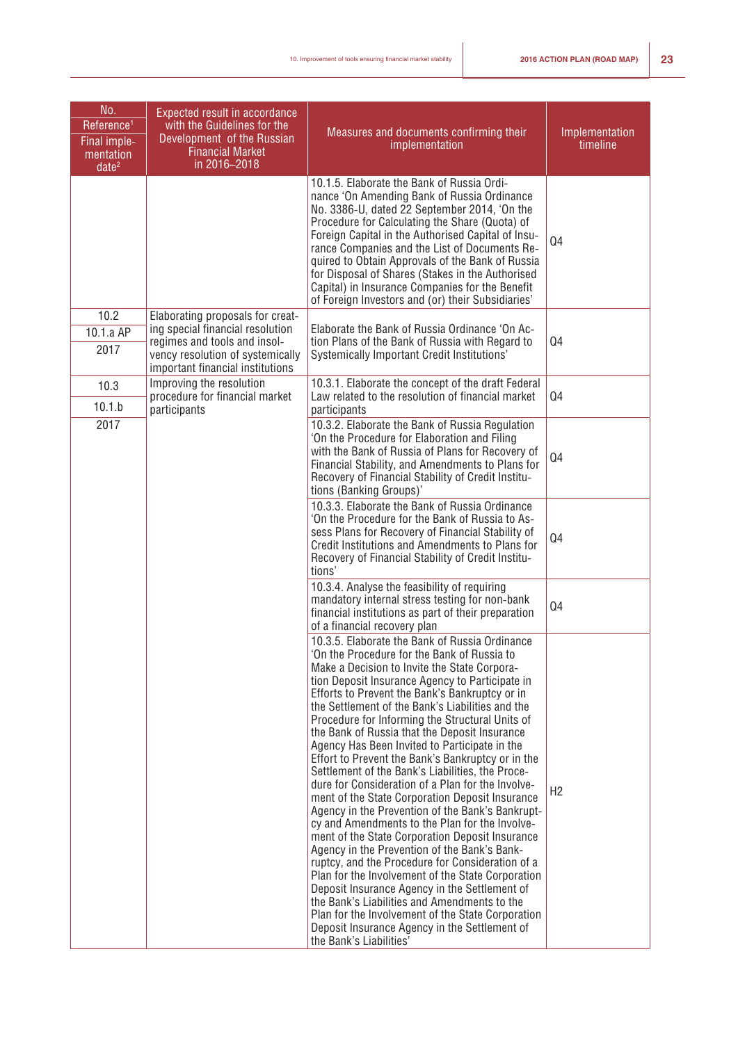| No.<br>Reference[1]<br>Final implementation date[2] | Expected result in accordance with the Guidelines for the Development of the Russian Financial Market in 2016–2018 | Measures and documents confirming their implementation | Implementation timeline |
|---|---|---|---|
| | | 10.1.5. Elaborate the Bank of Russia Ordinance 'On Amending Bank of Russia Ordinance No. 3386-U, dated 22 September 2014, 'On the Procedure for Calculating the Share (Quota) of Foreign Capital in the Authorised Capital of Insurance Companies and the List of Documents Required to Obtain Approvals of the Bank of Russia for Disposal of Shares (Stakes in the Authorised Capital) in Insurance Companies for the Benefit of Foreign Investors and (or) their Subsidiaries' | Q4 |
| 10.2<br>10.1.a AP<br>2017 | Elaborating proposals for creating special financial resolution regimes and tools and insolvency resolution of systemically important financial institutions | Elaborate the Bank of Russia Ordinance 'On Action Plans of the Bank of Russia with Regard to Systemically Important Credit Institutions' | Q4 |
| 10.3<br>10.1.b<br>2017 | Improving the resolution procedure for financial market participants | 10.3.1. Elaborate the concept of the draft Federal Law related to the resolution of financial market participants | Q4 |
| | | 10.3.2. Elaborate the Bank of Russia Regulation 'On the Procedure for Elaboration and Filing with the Bank of Russia of Plans for Recovery of Financial Stability, and Amendments to Plans for Recovery of Financial Stability of Credit Institutions (Banking Groups)' | Q4 |
| | | 10.3.3. Elaborate the Bank of Russia Ordinance 'On the Procedure for the Bank of Russia to Assess Plans for Recovery of Financial Stability of Credit Institutions and Amendments to Plans for Recovery of Financial Stability of Credit Institutions' | Q4 |
| | | 10.3.4. Analyse the feasibility of requiring mandatory internal stress testing for non-bank financial institutions as part of their preparation of a financial recovery plan | Q4 |
| | | 10.3.5. Elaborate the Bank of Russia Ordinance 'On the Procedure for the Bank of Russia to Make a Decision to Invite the State Corporation Deposit Insurance Agency to Participate in Efforts to Prevent the Bank's Bankruptcy or in the Settlement of the Bank's Liabilities and the Procedure for Informing the Structural Units of the Bank of Russia that the Deposit Insurance Agency Has Been Invited to Participate in the Effort to Prevent the Bank's Bankruptcy or in the Settlement of the Bank's Liabilities, the Procedure for Consideration of a Plan for the Involvement of the State Corporation Deposit Insurance Agency in the Prevention of the Bank's Bankruptcy and Amendments to the Plan for the Involvement of the State Corporation Deposit Insurance Agency in the Prevention of the Bank's Bankruptcy, and the Procedure for Consideration of a Plan for the Involvement of the State Corporation Deposit Insurance Agency in the Settlement of the Bank's Liabilities and Amendments to the Plan for the Involvement of the State Corporation Deposit Insurance Agency in the Settlement of the Bank's Liabilities' | H2 |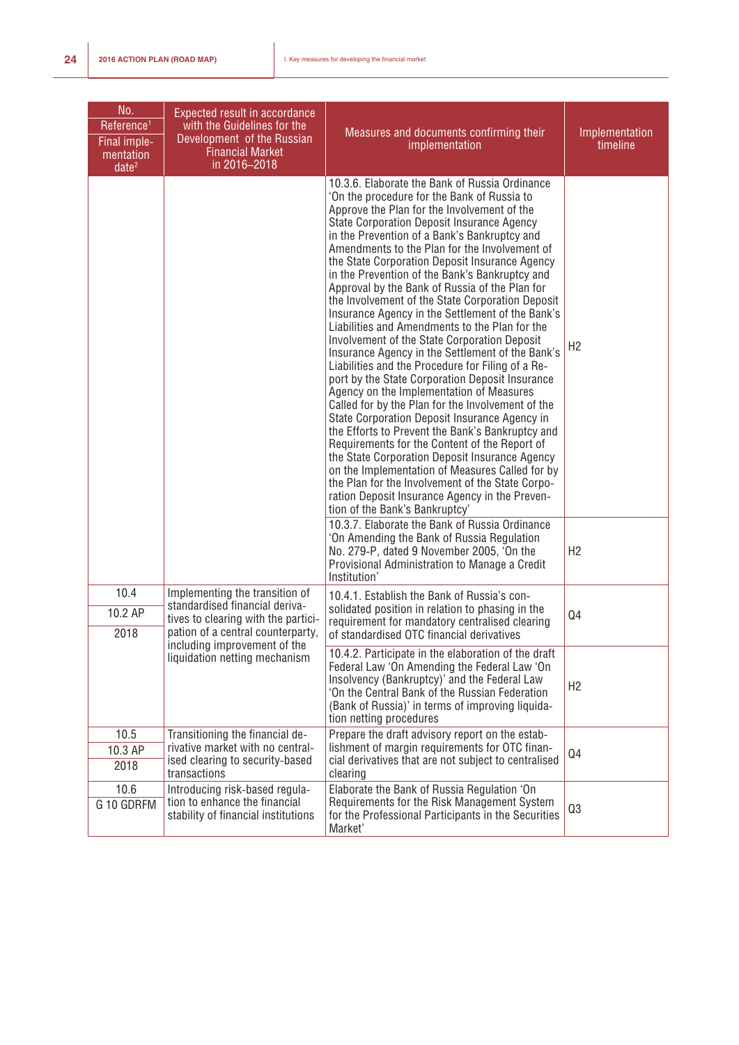| No.<br>Reference[1]<br>Final implementation date[2] | Expected result in accordance with the Guidelines for the Development of the Russian Financial Market in 2016–2018 | Measures and documents confirming their implementation | Implementation timeline |
|---|---|---|---|
| | | 10.3.6. Elaborate the Bank of Russia Ordinance 'On the procedure for the Bank of Russia to Approve the Plan for the Involvement of the State Corporation Deposit Insurance Agency in the Prevention of a Bank's Bankruptcy and Amendments to the Plan for the Involvement of the State Corporation Deposit Insurance Agency in the Prevention of the Bank's Bankruptcy and Approval by the Bank of Russia of the Plan for the Involvement of the State Corporation Deposit Insurance Agency in the Settlement of the Bank's Liabilities and Amendments to the Plan for the Involvement of the State Corporation Deposit Insurance Agency in the Settlement of the Bank's Liabilities and the Procedure for Filing of a Report by the State Corporation Deposit Insurance Agency on the Implementation of Measures Called for by the Plan for the Involvement of the State Corporation Deposit Insurance Agency in the Efforts to Prevent the Bank's Bankruptcy and Requirements for the Content of the Report of the State Corporation Deposit Insurance Agency on the Implementation of Measures Called for by the Plan for the Involvement of the State Corporation Deposit Insurance Agency in the Prevention of the Bank's Bankruptcy' | H2 |
| | | 10.3.7. Elaborate the Bank of Russia Ordinance 'On Amending the Bank of Russia Regulation No. 279-P, dated 9 November 2005, 'On the Provisional Administration to Manage a Credit Institution' | H2 |
| 10.4<br>10.2 AP<br>2018 | Implementing the transition of standardised financial derivatives to clearing with the participation of a central counterparty, including improvement of the liquidation netting mechanism | 10.4.1. Establish the Bank of Russia's consolidated position in relation to phasing in the requirement for mandatory centralised clearing of standardised OTC financial derivatives | Q4 |
| | | 10.4.2. Participate in the elaboration of the draft Federal Law 'On Amending the Federal Law 'On Insolvency (Bankruptcy)' and the Federal Law 'On the Central Bank of the Russian Federation (Bank of Russia)' in terms of improving liquidation netting procedures | H2 |
| 10.5<br>10.3 AP<br>2018 | Transitioning the financial derivative market with no centralised clearing to security-based transactions | Prepare the draft advisory report on the establishment of margin requirements for OTC financial derivatives that are not subject to centralised clearing | Q4 |
| 10.6<br>G 10 GDRFM | Introducing risk-based regulation to enhance the financial stability of financial institutions | Elaborate the Bank of Russia Regulation 'On Requirements for the Risk Management System for the Professional Participants in the Securities Market' | Q3 |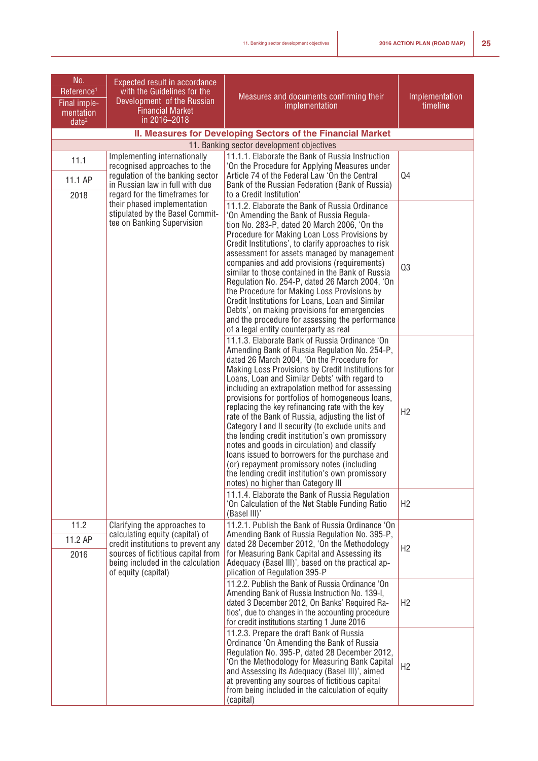| No.<br>Reference[1]<br>Final implementation date[2] | Expected result in accordance with the Guidelines for the Development of the Russian Financial Market in 2016–2018 | Measures and documents confirming their implementation | Implementation timeline |
|---|---|---|---|
| **II. Measures for Developing Sectors of the Financial Market** | | | |
| 11. Banking sector development objectives | | | |
| 11.1<br>11.1 AP<br>2018 | Implementing internationally recognised approaches to the regulation of the banking sector in Russian law in full with due regard for the timeframes for their phased implementation stipulated by the Basel Committee on Banking Supervision | 11.1.1. Elaborate the Bank of Russia Instruction 'On the Procedure for Applying Measures under Article 74 of the Federal Law 'On the Central Bank of the Russian Federation (Bank of Russia) to a Credit Institution' | Q4 |
| | | 11.1.2. Elaborate the Bank of Russia Ordinance 'On Amending the Bank of Russia Regulation No. 283-P, dated 20 March 2006, 'On the Procedure for Making Loan Loss Provisions by Credit Institutions', to clarify approaches to risk assessment for assets managed by management companies and add provisions (requirements) similar to those contained in the Bank of Russia Regulation No. 254-P, dated 26 March 2004, 'On the Procedure for Making Loss Provisions by Credit Institutions for Loans, Loan and Similar Debts', on making provisions for emergencies and the procedure for assessing the performance of a legal entity counterparty as real | Q3 |
| | | 11.1.3. Elaborate Bank of Russia Ordinance 'On Amending Bank of Russia Regulation No. 254-P, dated 26 March 2004, 'On the Procedure for Making Loss Provisions by Credit Institutions for Loans, Loan and Similar Debts' with regard to including an extrapolation method for assessing provisions for portfolios of homogeneous loans, replacing the key refinancing rate with the key rate of the Bank of Russia, adjusting the list of Category I and II security (to exclude units and the lending credit institution's own promissory notes and goods in circulation) and classify loans issued to borrowers for the purchase and (or) repayment promissory notes (including the lending credit institution's own promissory notes) no higher than Category III | H2 |
| | | 11.1.4. Elaborate the Bank of Russia Regulation 'On Calculation of the Net Stable Funding Ratio (Basel III)' | H2 |
| 11.2<br>11.2 AP<br>2016 | Clarifying the approaches to calculating equity (capital) of credit institutions to prevent any sources of fictitious capital from being included in the calculation of equity (capital) | 11.2.1. Publish the Bank of Russia Ordinance 'On Amending Bank of Russia Regulation No. 395-P, dated 28 December 2012, 'On the Methodology for Measuring Bank Capital and Assessing its Adequacy (Basel III)', based on the practical application of Regulation 395-P | H2 |
| | | 11.2.2. Publish the Bank of Russia Ordinance 'On Amending Bank of Russia Instruction No. 139-I, dated 3 December 2012, On Banks' Required Ratios', due to changes in the accounting procedure for credit institutions starting 1 June 2016 | H2 |
| | | 11.2.3. Prepare the draft Bank of Russia Ordinance 'On Amending the Bank of Russia Regulation No. 395-P, dated 28 December 2012, 'On the Methodology for Measuring Bank Capital and Assessing its Adequacy (Basel III)', aimed at preventing any sources of fictitious capital from being included in the calculation of equity (capital) | H2 |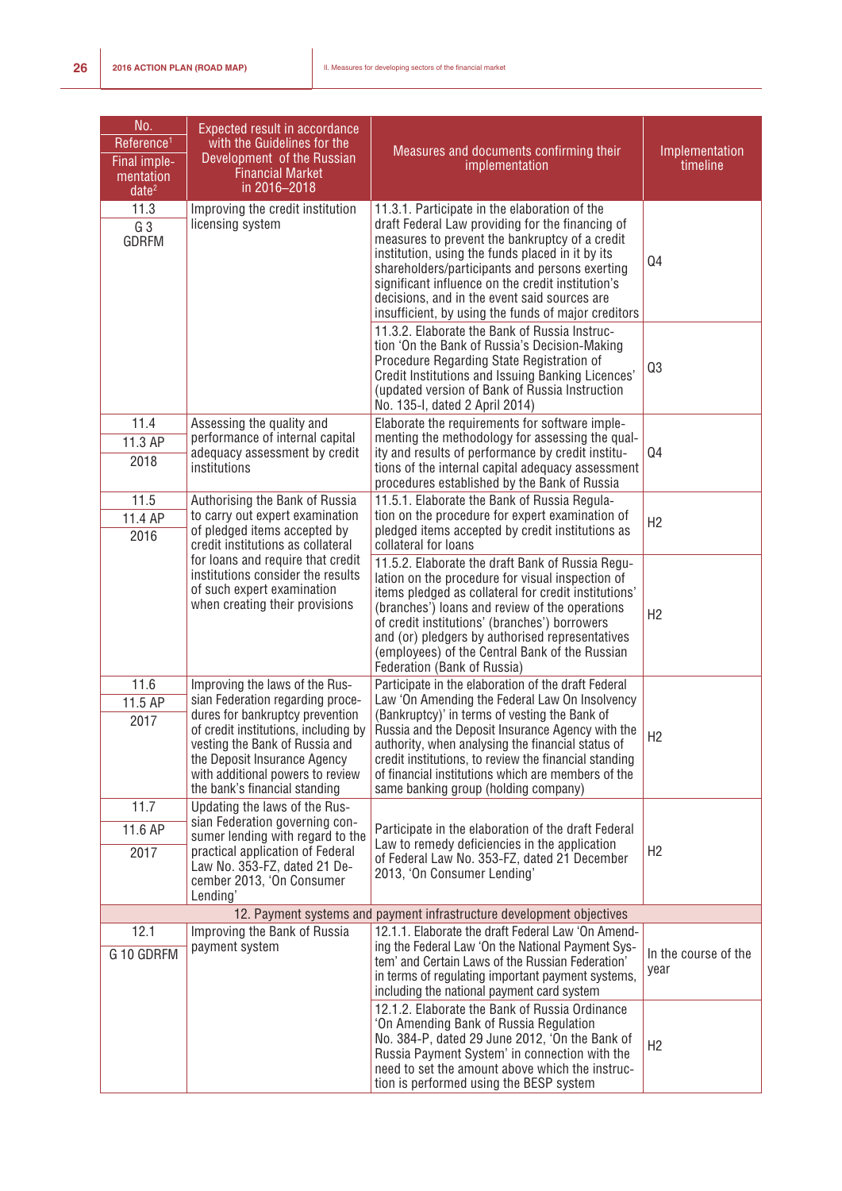| No. Reference[1] Final implementation date[2] | Expected result in accordance with the Guidelines for the Development of the Russian Financial Market in 2016–2018 | Measures and documents confirming their implementation | Implementation timeline |
|---|---|---|---|
| 11.3 G 3 GDRFM | Improving the credit institution licensing system | 11.3.1. Participate in the elaboration of the draft Federal Law providing for the financing of measures to prevent the bankruptcy of a credit institution, using the funds placed in it by its shareholders/participants and persons exerting significant influence on the credit institution's decisions, and in the event said sources are insufficient, by using the funds of major creditors | Q4 |
| | | 11.3.2. Elaborate the Bank of Russia Instruction 'On the Bank of Russia's Decision-Making Procedure Regarding State Registration of Credit Institutions and Issuing Banking Licences' (updated version of Bank of Russia Instruction No. 135-I, dated 2 April 2014) | Q3 |
| 11.4 11.3 AP 2018 | Assessing the quality and performance of internal capital adequacy assessment by credit institutions | Elaborate the requirements for software implementing the methodology for assessing the quality and results of performance by credit institutions of the internal capital adequacy assessment procedures established by the Bank of Russia | Q4 |
| 11.5 11.4 AP 2016 | Authorising the Bank of Russia to carry out expert examination of pledged items accepted by credit institutions as collateral for loans and require that credit institutions consider the results of such expert examination when creating their provisions | 11.5.1. Elaborate the Bank of Russia Regulation on the procedure for expert examination of pledged items accepted by credit institutions as collateral for loans | H2 |
| | | 11.5.2. Elaborate the draft Bank of Russia Regulation on the procedure for visual inspection of items pledged as collateral for credit institutions' (branches') loans and review of the operations of credit institutions' (branches') borrowers and (or) pledgers by authorised representatives (employees) of the Central Bank of the Russian Federation (Bank of Russia) | H2 |
| 11.6 11.5 AP 2017 | Improving the laws of the Russian Federation regarding procedures for bankruptcy prevention of credit institutions, including by vesting the Bank of Russia and the Deposit Insurance Agency with additional powers to review the bank's financial standing | Participate in the elaboration of the draft Federal Law 'On Amending the Federal Law On Insolvency (Bankruptcy)' in terms of vesting the Bank of Russia and the Deposit Insurance Agency with the authority, when analysing the financial status of credit institutions, to review the financial standing of financial institutions which are members of the same banking group (holding company) | H2 |
| 11.7 11.6 AP 2017 | Updating the laws of the Russian Federation governing consumer lending with regard to the practical application of Federal Law No. 353-FZ, dated 21 December 2013, 'On Consumer Lending' | Participate in the elaboration of the draft Federal Law to remedy deficiencies in the application of Federal Law No. 353-FZ, dated 21 December 2013, 'On Consumer Lending' | H2 |
| 12. Payment systems and payment infrastructure development objectives | | | |
| 12.1 G 10 GDRFM | Improving the Bank of Russia payment system | 12.1.1. Elaborate the draft Federal Law 'On Amending the Federal Law 'On the National Payment System' and Certain Laws of the Russian Federation' in terms of regulating important payment systems, including the national payment card system | In the course of the year |
| | | 12.1.2. Elaborate the Bank of Russia Ordinance 'On Amending Bank of Russia Regulation No. 384-P, dated 29 June 2012, 'On the Bank of Russia Payment System' in connection with the need to set the amount above which the instruction is performed using the BESP system | H2 |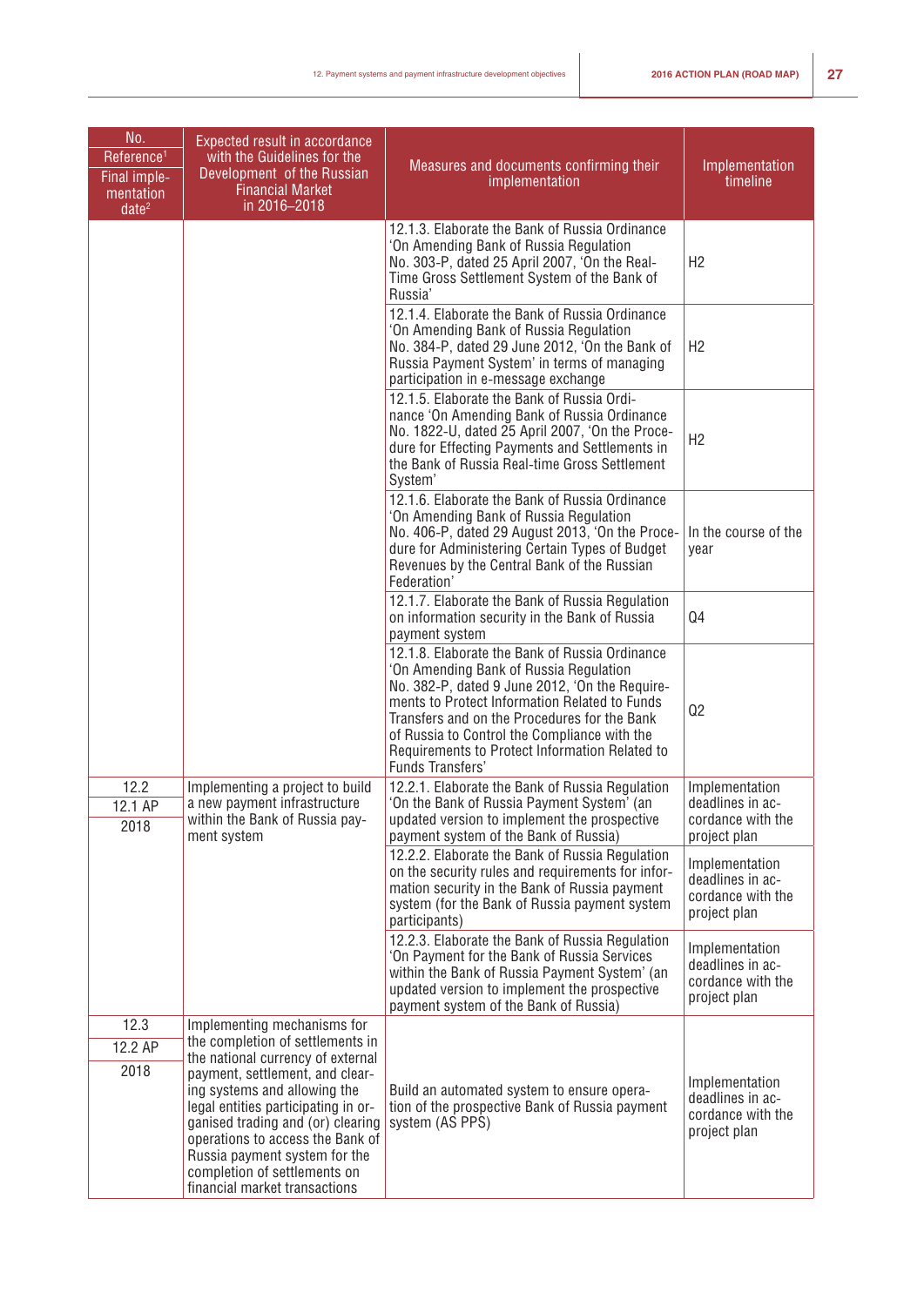| No. Reference[1] Final implementation date[2] | Expected result in accordance with the Guidelines for the Development of the Russian Financial Market in 2016–2018 | Measures and documents confirming their implementation | Implementation timeline |
|---|---|---|---|
| | | 12.1.3. Elaborate the Bank of Russia Ordinance 'On Amending Bank of Russia Regulation No. 303-P, dated 25 April 2007, 'On the Real-Time Gross Settlement System of the Bank of Russia' | H2 |
| | | 12.1.4. Elaborate the Bank of Russia Ordinance 'On Amending Bank of Russia Regulation No. 384-P, dated 29 June 2012, 'On the Bank of Russia Payment System' in terms of managing participation in e-message exchange | H2 |
| | | 12.1.5. Elaborate the Bank of Russia Ordinance 'On Amending Bank of Russia Ordinance No. 1822-U, dated 25 April 2007, 'On the Procedure for Effecting Payments and Settlements in the Bank of Russia Real-time Gross Settlement System' | H2 |
| | | 12.1.6. Elaborate the Bank of Russia Ordinance 'On Amending Bank of Russia Regulation No. 406-P, dated 29 August 2013, 'On the Procedure for Administering Certain Types of Budget Revenues by the Central Bank of the Russian Federation' | In the course of the year |
| | | 12.1.7. Elaborate the Bank of Russia Regulation on information security in the Bank of Russia payment system | Q4 |
| | | 12.1.8. Elaborate the Bank of Russia Ordinance 'On Amending Bank of Russia Regulation No. 382-P, dated 9 June 2012, 'On the Requirements to Protect Information Related to Funds Transfers and on the Procedures for the Bank of Russia to Control the Compliance with the Requirements to Protect Information Related to Funds Transfers' | Q2 |
| 12.2<br>12.1 AP<br>2018 | Implementing a project to build a new payment infrastructure within the Bank of Russia payment system | 12.2.1. Elaborate the Bank of Russia Regulation 'On the Bank of Russia Payment System' (an updated version to implement the prospective payment system of the Bank of Russia) | Implementation deadlines in accordance with the project plan |
| | | 12.2.2. Elaborate the Bank of Russia Regulation on the security rules and requirements for information security in the Bank of Russia payment system (for the Bank of Russia payment system participants) | Implementation deadlines in accordance with the project plan |
| | | 12.2.3. Elaborate the Bank of Russia Regulation 'On Payment for the Bank of Russia Services within the Bank of Russia Payment System' (an updated version to implement the prospective payment system of the Bank of Russia) | Implementation deadlines in accordance with the project plan |
| 12.3<br>12.2 AP<br>2018 | Implementing mechanisms for the completion of settlements in the national currency of external payment, settlement, and clearing systems and allowing the legal entities participating in organised trading and (or) clearing operations to access the Bank of Russia payment system for the completion of settlements on financial market transactions | Build an automated system to ensure operation of the prospective Bank of Russia payment system (AS PPS) | Implementation deadlines in accordance with the project plan |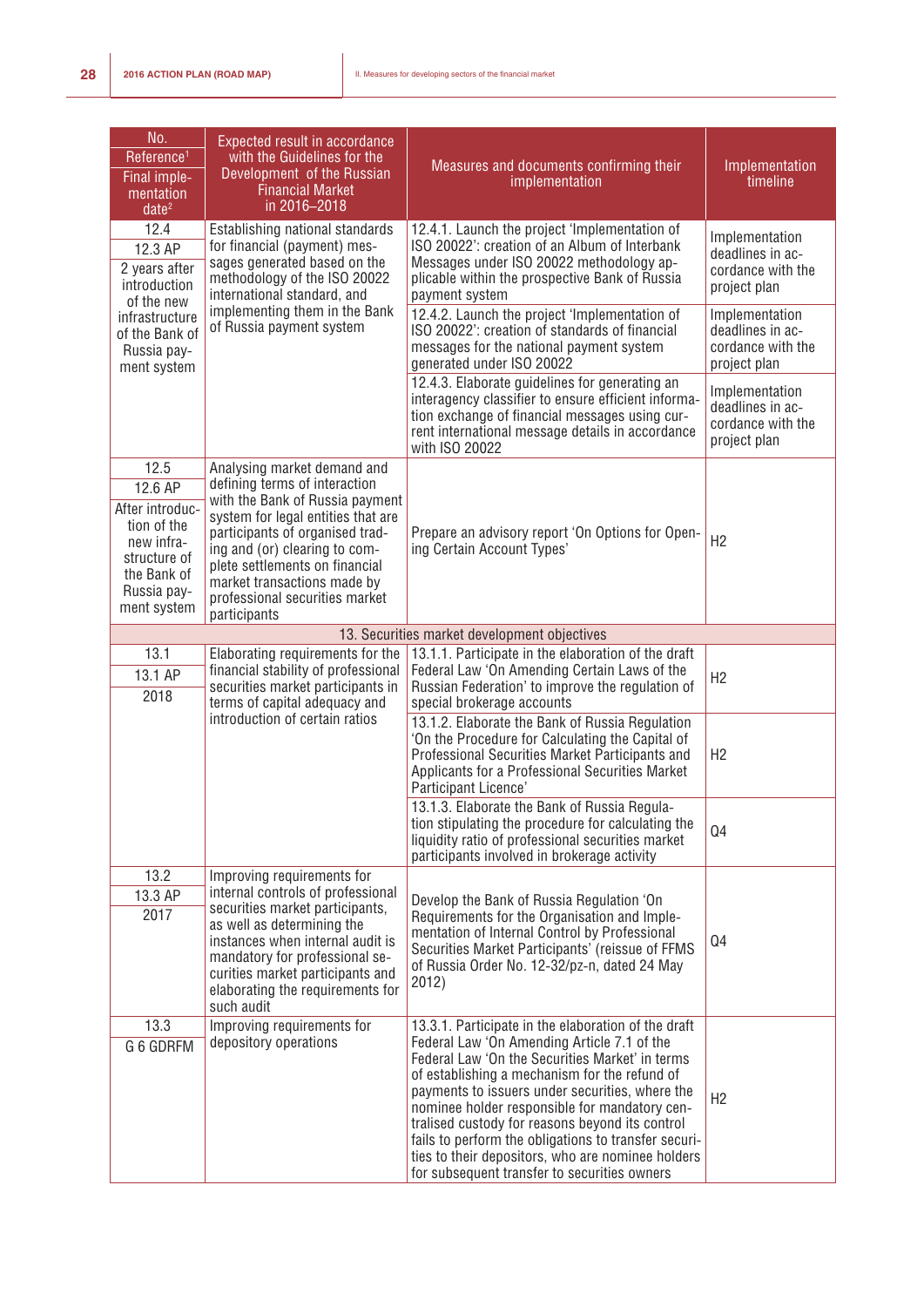| No.<br>Reference[1]<br>Final implementation date[2] | Expected result in accordance with the Guidelines for the Development of the Russian Financial Market in 2016–2018 | Measures and documents confirming their implementation | Implementation timeline |
|---|---|---|---|
| 12.4<br>12.3 AP<br>2 years after introduction of the new infrastructure of the Bank of Russia payment system | Establishing national standards for financial (payment) messages generated based on the methodology of the ISO 20022 international standard, and implementing them in the Bank of Russia payment system | 12.4.1. Launch the project 'Implementation of ISO 20022': creation of an Album of Interbank Messages under ISO 20022 methodology applicable within the prospective Bank of Russia payment system | Implementation deadlines in accordance with the project plan |
| | | 12.4.2. Launch the project 'Implementation of ISO 20022': creation of standards of financial messages for the national payment system generated under ISO 20022 | Implementation deadlines in accordance with the project plan |
| | | 12.4.3. Elaborate guidelines for generating an interagency classifier to ensure efficient information exchange of financial messages using current international message details in accordance with ISO 20022 | Implementation deadlines in accordance with the project plan |
| 12.5<br>12.6 AP<br>After introduction of the new infrastructure of the Bank of Russia payment system | Analysing market demand and defining terms of interaction with the Bank of Russia payment system for legal entities that are participants of organised trading and (or) clearing to complete settlements on financial market transactions made by professional securities market participants | Prepare an advisory report 'On Options for Opening Certain Account Types' | H2 |
| **13. Securities market development objectives** | | | |
| 13.1<br>13.1 AP<br>2018 | Elaborating requirements for the financial stability of professional securities market participants in terms of capital adequacy and introduction of certain ratios | 13.1.1. Participate in the elaboration of the draft Federal Law 'On Amending Certain Laws of the Russian Federation' to improve the regulation of special brokerage accounts | H2 |
| | | 13.1.2. Elaborate the Bank of Russia Regulation 'On the Procedure for Calculating the Capital of Professional Securities Market Participants and Applicants for a Professional Securities Market Participant Licence' | H2 |
| | | 13.1.3. Elaborate the Bank of Russia Regulation stipulating the procedure for calculating the liquidity ratio of professional securities market participants involved in brokerage activity | Q4 |
| 13.2<br>13.3 AP<br>2017 | Improving requirements for internal controls of professional securities market participants, as well as determining the instances when internal audit is mandatory for professional securities market participants and elaborating the requirements for such audit | Develop the Bank of Russia Regulation 'On Requirements for the Organisation and Implementation of Internal Control by Professional Securities Market Participants' (reissue of FFMS of Russia Order No. 12-32/pz-n, dated 24 May 2012) | Q4 |
| 13.3<br>G 6 GDRFM | Improving requirements for depository operations | 13.3.1. Participate in the elaboration of the draft Federal Law 'On Amending Article 7.1 of the Federal Law 'On the Securities Market' in terms of establishing a mechanism for the refund of payments to issuers under securities, where the nominee holder responsible for mandatory centralised custody for reasons beyond its control fails to perform the obligations to transfer securities to their depositors, who are nominee holders for subsequent transfer to securities owners | H2 |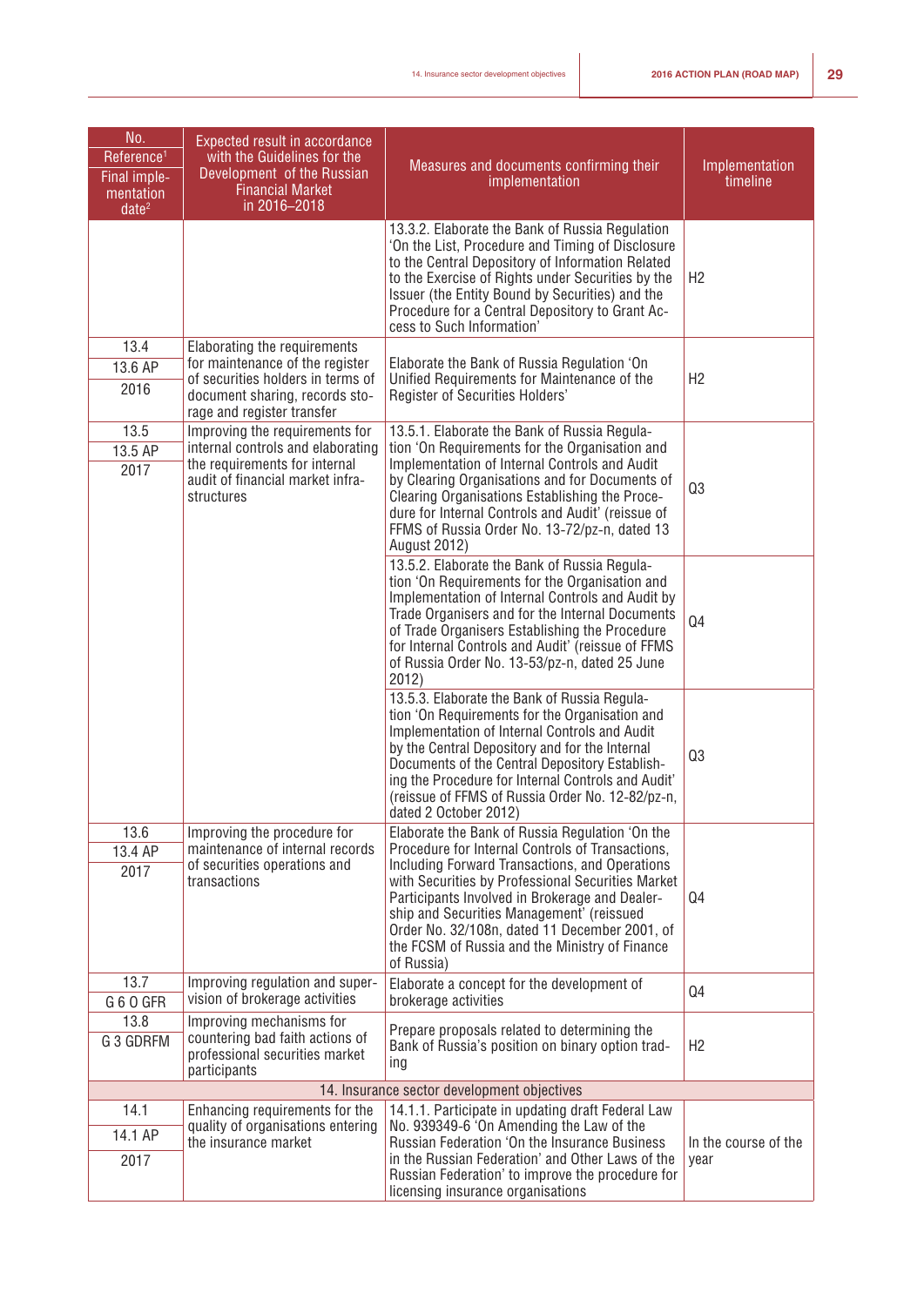| No. Reference[1] Final implementation date[2] | Expected result in accordance with the Guidelines for the Development of the Russian Financial Market in 2016–2018 | Measures and documents confirming their implementation | Implementation timeline |
|---|---|---|---|
| | | 13.3.2. Elaborate the Bank of Russia Regulation 'On the List, Procedure and Timing of Disclosure to the Central Depository of Information Related to the Exercise of Rights under Securities by the Issuer (the Entity Bound by Securities) and the Procedure for a Central Depository to Grant Access to Such Information' | H2 |
| 13.4<br>13.6 AP<br>2016 | Elaborating the requirements for maintenance of the register of securities holders in terms of document sharing, records storage and register transfer | Elaborate the Bank of Russia Regulation 'On Unified Requirements for Maintenance of the Register of Securities Holders' | H2 |
| 13.5<br>13.5 AP<br>2017 | Improving the requirements for internal controls and elaborating the requirements for internal audit of financial market infrastructures | 13.5.1. Elaborate the Bank of Russia Regulation 'On Requirements for the Organisation and Implementation of Internal Controls and Audit by Clearing Organisations and for Documents of Clearing Organisations Establishing the Procedure for Internal Controls and Audit' (reissue of FFMS of Russia Order No. 13-72/pz-n, dated 13 August 2012) | Q3 |
| | | 13.5.2. Elaborate the Bank of Russia Regulation 'On Requirements for the Organisation and Implementation of Internal Controls and Audit by Trade Organisers and for the Internal Documents of Trade Organisers Establishing the Procedure for Internal Controls and Audit' (reissue of FFMS of Russia Order No. 13-53/pz-n, dated 25 June 2012) | Q4 |
| | | 13.5.3. Elaborate the Bank of Russia Regulation 'On Requirements for the Organisation and Implementation of Internal Controls and Audit by the Central Depository and for the Internal Documents of the Central Depository Establishing the Procedure for Internal Controls and Audit' (reissue of FFMS of Russia Order No. 12-82/pz-n, dated 2 October 2012) | Q3 |
| 13.6<br>13.4 AP<br>2017 | Improving the procedure for maintenance of internal records of securities operations and transactions | Elaborate the Bank of Russia Regulation 'On the Procedure for Internal Controls of Transactions, Including Forward Transactions, and Operations with Securities by Professional Securities Market Participants Involved in Brokerage and Dealership and Securities Management' (reissued Order No. 32/108n, dated 11 December 2001, of the FCSM of Russia and the Ministry of Finance of Russia) | Q4 |
| 13.7<br>G 6 O GFR | Improving regulation and supervision of brokerage activities | Elaborate a concept for the development of brokerage activities | Q4 |
| 13.8<br>G 3 GDRFM | Improving mechanisms for countering bad faith actions of professional securities market participants | Prepare proposals related to determining the Bank of Russia's position on binary option trading | H2 |
| 14. Insurance sector development objectives | | | |
| 14.1<br>14.1 AP<br>2017 | Enhancing requirements for the quality of organisations entering the insurance market | 14.1.1. Participate in updating draft Federal Law No. 939349-6 'On Amending the Law of the Russian Federation 'On the Insurance Business in the Russian Federation' and Other Laws of the Russian Federation' to improve the procedure for licensing insurance organisations | In the course of the year |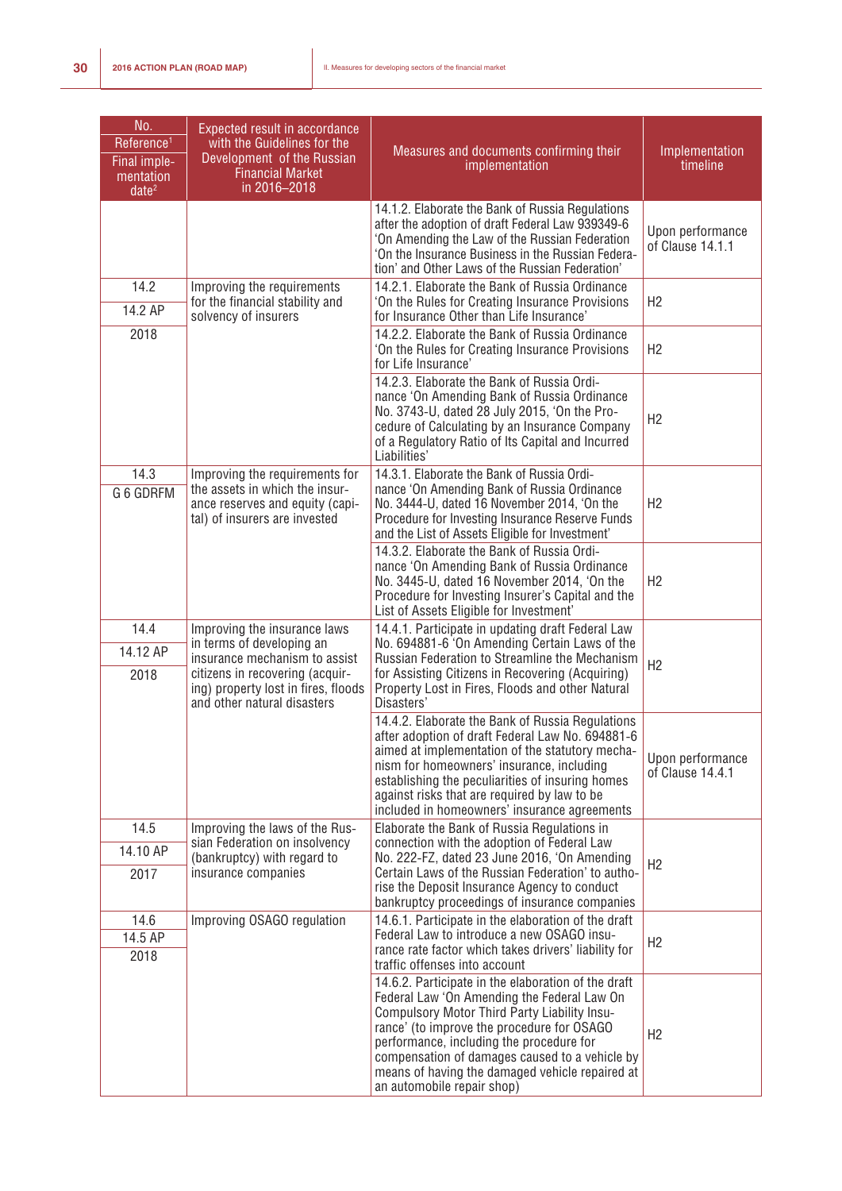| No.<br>Reference[1]<br>Final imple-mentation date[2] | Expected result in accordance with the Guidelines for the Development of the Russian Financial Market in 2016–2018 | Measures and documents confirming their implementation | Implementation timeline |
|---|---|---|---|
| | | 14.1.2. Elaborate the Bank of Russia Regulations after the adoption of draft Federal Law 939349-6 'On Amending the Law of the Russian Federation 'On the Insurance Business in the Russian Federation' and Other Laws of the Russian Federation' | Upon performance of Clause 14.1.1 |
| 14.2<br>14.2 AP<br>2018 | Improving the requirements for the financial stability and solvency of insurers | 14.2.1. Elaborate the Bank of Russia Ordinance 'On the Rules for Creating Insurance Provisions for Insurance Other than Life Insurance' | H2 |
| | | 14.2.2. Elaborate the Bank of Russia Ordinance 'On the Rules for Creating Insurance Provisions for Life Insurance' | H2 |
| | | 14.2.3. Elaborate the Bank of Russia Ordinance 'On Amending Bank of Russia Ordinance No. 3743-U, dated 28 July 2015, 'On the Procedure of Calculating by an Insurance Company of a Regulatory Ratio of Its Capital and Incurred Liabilities' | H2 |
| 14.3<br>G 6 GDRFM | Improving the requirements for the assets in which the insurance reserves and equity (capital) of insurers are invested | 14.3.1. Elaborate the Bank of Russia Ordinance 'On Amending Bank of Russia Ordinance No. 3444-U, dated 16 November 2014, 'On the Procedure for Investing Insurance Reserve Funds and the List of Assets Eligible for Investment' | H2 |
| | | 14.3.2. Elaborate the Bank of Russia Ordinance 'On Amending Bank of Russia Ordinance No. 3445-U, dated 16 November 2014, 'On the Procedure for Investing Insurer's Capital and the List of Assets Eligible for Investment' | H2 |
| 14.4<br>14.12 AP<br>2018 | Improving the insurance laws in terms of developing an insurance mechanism to assist citizens in recovering (acquiring) property lost in fires, floods and other natural disasters | 14.4.1. Participate in updating draft Federal Law No. 694881-6 'On Amending Certain Laws of the Russian Federation to Streamline the Mechanism for Assisting Citizens in Recovering (Acquiring) Property Lost in Fires, Floods and other Natural Disasters' | H2 |
| | | 14.4.2. Elaborate the Bank of Russia Regulations after adoption of draft Federal Law No. 694881-6 aimed at implementation of the statutory mechanism for homeowners' insurance, including establishing the peculiarities of insuring homes against risks that are required by law to be included in homeowners' insurance agreements | Upon performance of Clause 14.4.1 |
| 14.5<br>14.10 AP<br>2017 | Improving the laws of the Russian Federation on insolvency (bankruptcy) with regard to insurance companies | Elaborate the Bank of Russia Regulations in connection with the adoption of Federal Law No. 222-FZ, dated 23 June 2016, 'On Amending Certain Laws of the Russian Federation' to authorise the Deposit Insurance Agency to conduct bankruptcy proceedings of insurance companies | H2 |
| 14.6<br>14.5 AP<br>2018 | Improving OSAGO regulation | 14.6.1. Participate in the elaboration of the draft Federal Law to introduce a new OSAGO insurance rate factor which takes drivers' liability for traffic offenses into account | H2 |
| | | 14.6.2. Participate in the elaboration of the draft Federal Law 'On Amending the Federal Law On Compulsory Motor Third Party Liability Insurance' (to improve the procedure for OSAGO performance, including the procedure for compensation of damages caused to a vehicle by means of having the damaged vehicle repaired at an automobile repair shop) | H2 |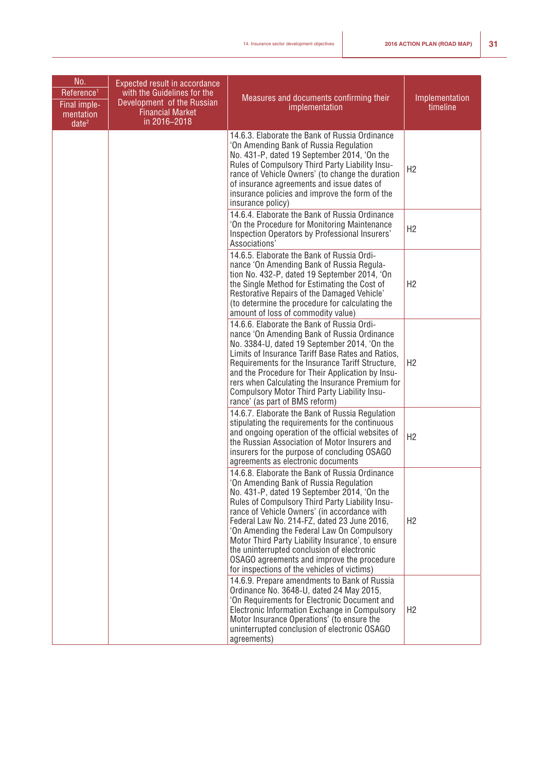| No. Reference[1] Final imple-mentation date[2] | Expected result in accordance with the Guidelines for the Development of the Russian Financial Market in 2016–2018 | Measures and documents confirming their implementation | Implementation timeline |
|---|---|---|---|
| | | 14.6.3. Elaborate the Bank of Russia Ordinance 'On Amending Bank of Russia Regulation No. 431-P, dated 19 September 2014, 'On the Rules of Compulsory Third Party Liability Insurance of Vehicle Owners' (to change the duration of insurance agreements and issue dates of insurance policies and improve the form of the insurance policy) | H2 |
| | | 14.6.4. Elaborate the Bank of Russia Ordinance 'On the Procedure for Monitoring Maintenance Inspection Operators by Professional Insurers' Associations' | H2 |
| | | 14.6.5. Elaborate the Bank of Russia Ordinance 'On Amending Bank of Russia Regulation No. 432-P, dated 19 September 2014, 'On the Single Method for Estimating the Cost of Restorative Repairs of the Damaged Vehicle' (to determine the procedure for calculating the amount of loss of commodity value) | H2 |
| | | 14.6.6. Elaborate the Bank of Russia Ordinance 'On Amending Bank of Russia Ordinance No. 3384-U, dated 19 September 2014, 'On the Limits of Insurance Tariff Base Rates and Ratios, Requirements for the Insurance Tariff Structure, and the Procedure for Their Application by Insurers when Calculating the Insurance Premium for Compulsory Motor Third Party Liability Insurance' (as part of BMS reform) | H2 |
| | | 14.6.7. Elaborate the Bank of Russia Regulation stipulating the requirements for the continuous and ongoing operation of the official websites of the Russian Association of Motor Insurers and insurers for the purpose of concluding OSAGO agreements as electronic documents | H2 |
| | | 14.6.8. Elaborate the Bank of Russia Ordinance 'On Amending Bank of Russia Regulation No. 431-P, dated 19 September 2014, 'On the Rules of Compulsory Third Party Liability Insurance of Vehicle Owners' (in accordance with Federal Law No. 214-FZ, dated 23 June 2016, 'On Amending the Federal Law On Compulsory Motor Third Party Liability Insurance', to ensure the uninterrupted conclusion of electronic OSAGO agreements and improve the procedure for inspections of the vehicles of victims) | H2 |
| | | 14.6.9. Prepare amendments to Bank of Russia Ordinance No. 3648-U, dated 24 May 2015, 'On Requirements for Electronic Document and Electronic Information Exchange in Compulsory Motor Insurance Operations' (to ensure the uninterrupted conclusion of electronic OSAGO agreements) | H2 |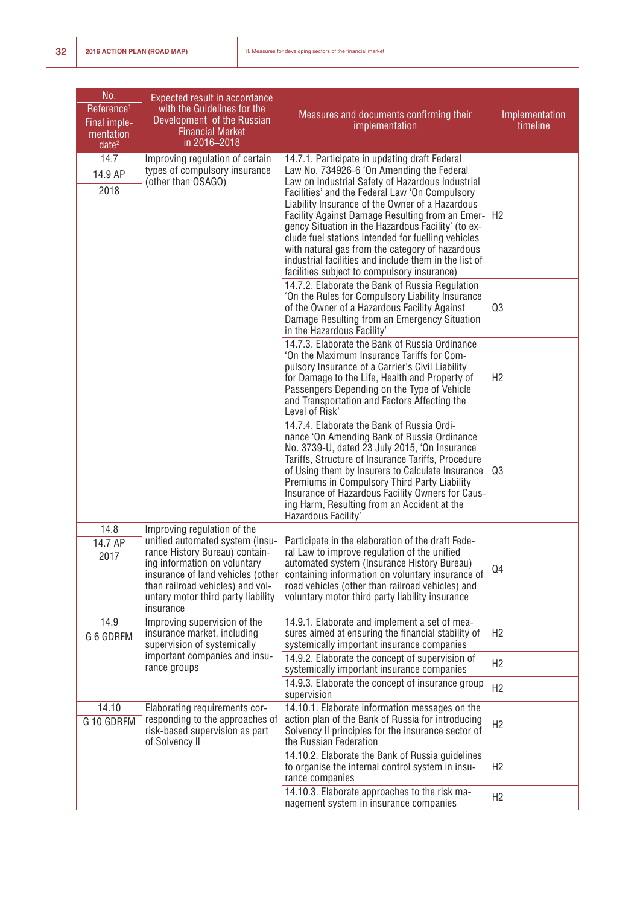| No. Reference[1] Final implementation date[2] | Expected result in accordance with the Guidelines for the Development of the Russian Financial Market in 2016–2018 | Measures and documents confirming their implementation | Implementation timeline |
|---|---|---|---|
| 14.7 14.9 AP 2018 | Improving regulation of certain types of compulsory insurance (other than OSAGO) | 14.7.1. Participate in updating draft Federal Law No. 734926-6 'On Amending the Federal Law on Industrial Safety of Hazardous Industrial Facilities' and the Federal Law 'On Compulsory Liability Insurance of the Owner of a Hazardous Facility Against Damage Resulting from an Emergency Situation in the Hazardous Facility' (to exclude fuel stations intended for fuelling vehicles with natural gas from the category of hazardous industrial facilities and include them in the list of facilities subject to compulsory insurance) | H2 |
| | | 14.7.2. Elaborate the Bank of Russia Regulation 'On the Rules for Compulsory Liability Insurance of the Owner of a Hazardous Facility Against Damage Resulting from an Emergency Situation in the Hazardous Facility' | Q3 |
| | | 14.7.3. Elaborate the Bank of Russia Ordinance 'On the Maximum Insurance Tariffs for Compulsory Insurance of a Carrier's Civil Liability for Damage to the Life, Health and Property of Passengers Depending on the Type of Vehicle and Transportation and Factors Affecting the Level of Risk' | H2 |
| | | 14.7.4. Elaborate the Bank of Russia Ordinance 'On Amending Bank of Russia Ordinance No. 3739-U, dated 23 July 2015, 'On Insurance Tariffs, Structure of Insurance Tariffs, Procedure of Using them by Insurers to Calculate Insurance Premiums in Compulsory Third Party Liability Insurance of Hazardous Facility Owners for Causing Harm, Resulting from an Accident at the Hazardous Facility' | Q3 |
| 14.8 14.7 AP 2017 | Improving regulation of the unified automated system (Insurance History Bureau) containing information on voluntary insurance of land vehicles (other than railroad vehicles) and voluntary motor third party liability insurance | Participate in the elaboration of the draft Federal Law to improve regulation of the unified automated system (Insurance History Bureau) containing information on voluntary insurance of road vehicles (other than railroad vehicles) and voluntary motor third party liability insurance | Q4 |
| 14.9 G 6 GDRFM | Improving supervision of the insurance market, including supervision of systemically important companies and insurance groups | 14.9.1. Elaborate and implement a set of measures aimed at ensuring the financial stability of systemically important insurance companies | H2 |
| | | 14.9.2. Elaborate the concept of supervision of systemically important insurance companies | H2 |
| | | 14.9.3. Elaborate the concept of insurance group supervision | H2 |
| 14.10 G 10 GDRFM | Elaborating requirements corresponding to the approaches of risk-based supervision as part of Solvency II | 14.10.1. Elaborate information messages on the action plan of the Bank of Russia for introducing Solvency II principles for the insurance sector of the Russian Federation | H2 |
| | | 14.10.2. Elaborate the Bank of Russia guidelines to organise the internal control system in insurance companies | H2 |
| | | 14.10.3. Elaborate approaches to the risk management system in insurance companies | H2 |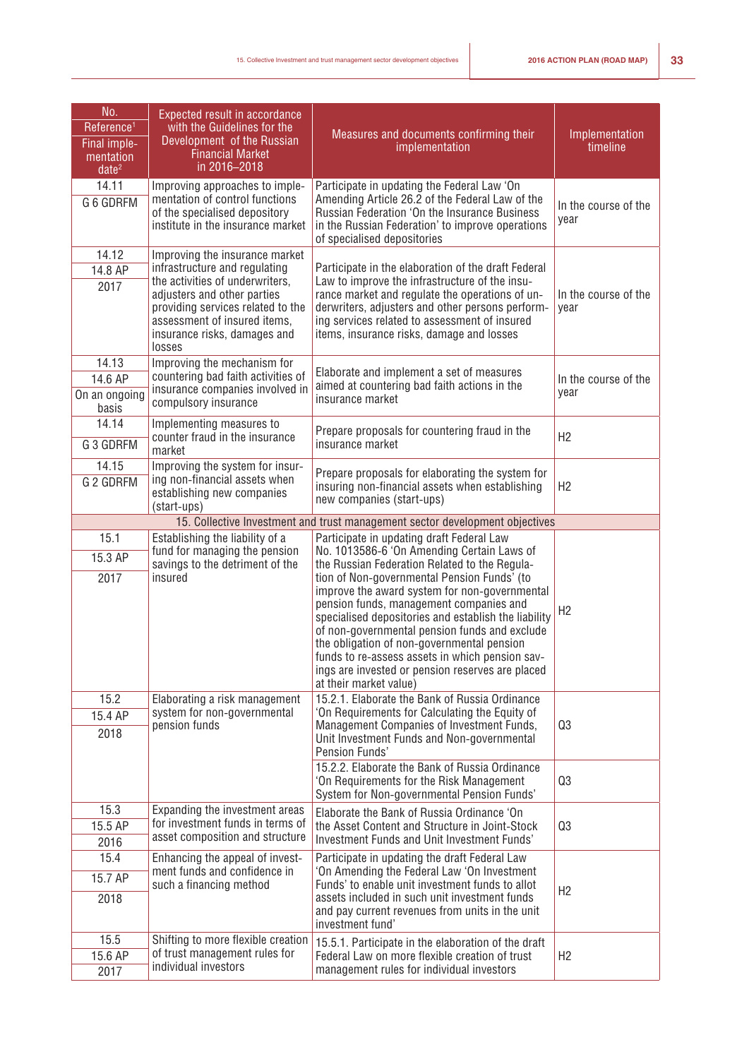| No. Reference[1] Final implementation date[2] | Expected result in accordance with the Guidelines for the Development of the Russian Financial Market in 2016–2018 | Measures and documents confirming their implementation | Implementation timeline |
|---|---|---|---|
| 14.11<br>G 6 GDRFM | Improving approaches to implementation of control functions of the specialised depository institute in the insurance market | Participate in updating the Federal Law 'On Amending Article 26.2 of the Federal Law of the Russian Federation 'On the Insurance Business in the Russian Federation' to improve operations of specialised depositories | In the course of the year |
| 14.12<br>14.8 AP<br>2017 | Improving the insurance market infrastructure and regulating the activities of underwriters, adjusters and other parties providing services related to the assessment of insured items, insurance risks, damages and losses | Participate in the elaboration of the draft Federal Law to improve the infrastructure of the insurance market and regulate the operations of underwriters, adjusters and other persons performing services related to assessment of insured items, insurance risks, damage and losses | In the course of the year |
| 14.13<br>14.6 AP<br>On an ongoing basis | Improving the mechanism for countering bad faith activities of insurance companies involved in compulsory insurance | Elaborate and implement a set of measures aimed at countering bad faith actions in the insurance market | In the course of the year |
| 14.14<br>G 3 GDRFM | Implementing measures to counter fraud in the insurance market | Prepare proposals for countering fraud in the insurance market | H2 |
| 14.15<br>G 2 GDRFM | Improving the system for insuring non-financial assets when establishing new companies (start-ups) | Prepare proposals for elaborating the system for insuring non-financial assets when establishing new companies (start-ups) | H2 |
| **15. Collective Investment and trust management sector development objectives** | | | |
| 15.1<br>15.3 AP<br>2017 | Establishing the liability of a fund for managing the pension savings to the detriment of the insured | Participate in updating draft Federal Law No. 1013586-6 'On Amending Certain Laws of the Russian Federation Related to the Regulation of Non-governmental Pension Funds' (to improve the award system for non-governmental pension funds, management companies and specialised depositories and establish the liability of non-governmental pension funds and exclude the obligation of non-governmental pension funds to re-assess assets in which pension savings are invested or pension reserves are placed at their market value) | H2 |
| 15.2<br>15.4 AP<br>2018 | Elaborating a risk management system for non-governmental pension funds | 15.2.1. Elaborate the Bank of Russia Ordinance 'On Requirements for Calculating the Equity of Management Companies of Investment Funds, Unit Investment Funds and Non-governmental Pension Funds' | Q3 |
| | | 15.2.2. Elaborate the Bank of Russia Ordinance 'On Requirements for the Risk Management System for Non-governmental Pension Funds' | Q3 |
| 15.3<br>15.5 AP<br>2016 | Expanding the investment areas for investment funds in terms of asset composition and structure | Elaborate the Bank of Russia Ordinance 'On the Asset Content and Structure in Joint-Stock Investment Funds and Unit Investment Funds' | Q3 |
| 15.4<br>15.7 AP<br>2018 | Enhancing the appeal of investment funds and confidence in such a financing method | Participate in updating the draft Federal Law 'On Amending the Federal Law 'On Investment Funds' to enable unit investment funds to allot assets included in such unit investment funds and pay current revenues from units in the unit investment fund' | H2 |
| 15.5<br>15.6 AP<br>2017 | Shifting to more flexible creation of trust management rules for individual investors | 15.5.1. Participate in the elaboration of the draft Federal Law on more flexible creation of trust management rules for individual investors | H2 |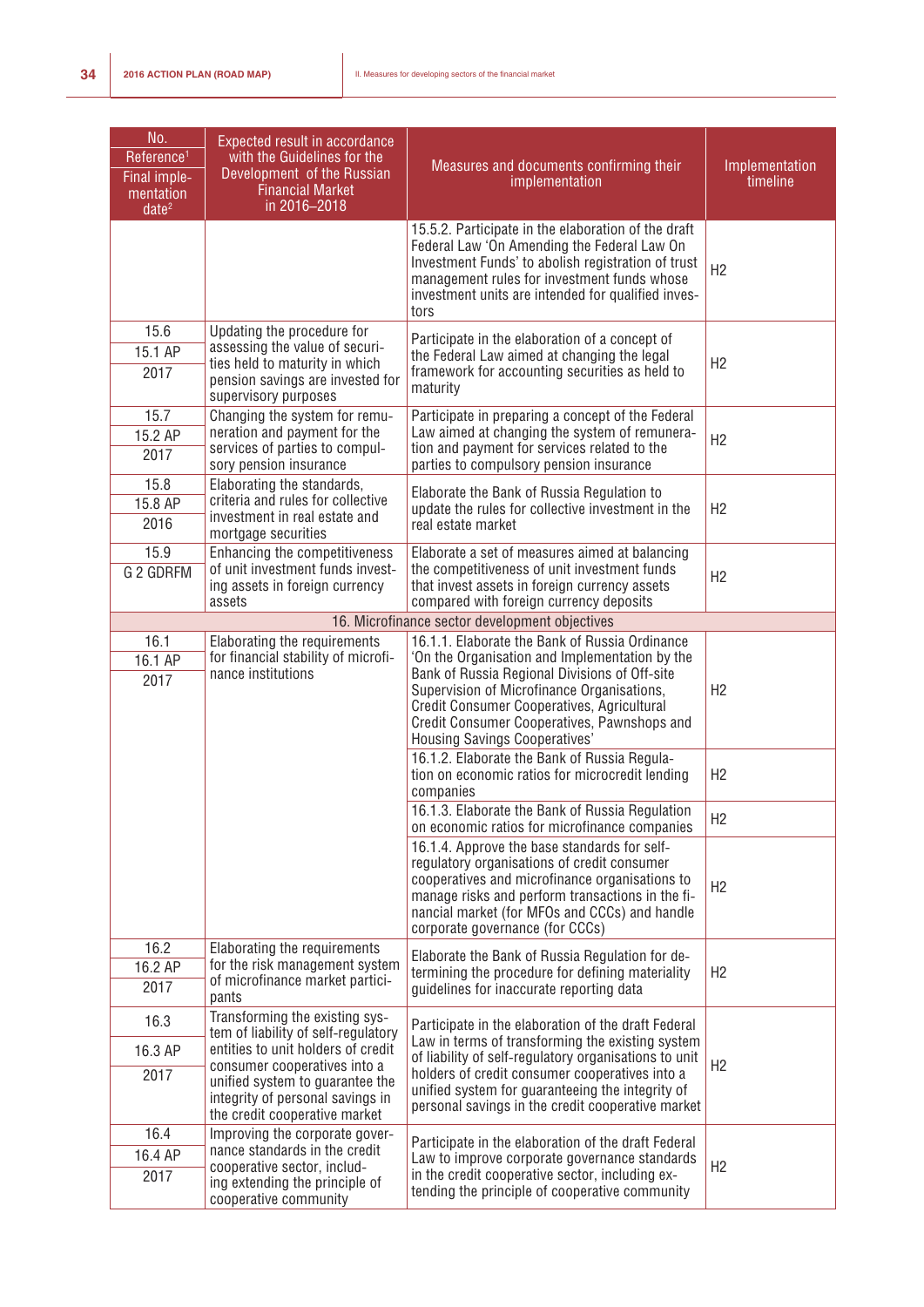| No.<br>Reference[1]<br>Final implementation date[2] | Expected result in accordance with the Guidelines for the Development of the Russian Financial Market in 2016–2018 | Measures and documents confirming their implementation | Implementation timeline |
|---|---|---|---|
| | | 15.5.2. Participate in the elaboration of the draft Federal Law 'On Amending the Federal Law On Investment Funds' to abolish registration of trust management rules for investment funds whose investment units are intended for qualified investors | H2 |
| 15.6<br>15.1 AP<br>2017 | Updating the procedure for assessing the value of securities held to maturity in which pension savings are invested for supervisory purposes | Participate in the elaboration of a concept of the Federal Law aimed at changing the legal framework for accounting securities as held to maturity | H2 |
| 15.7<br>15.2 AP<br>2017 | Changing the system for remuneration and payment for the services of parties to compulsory pension insurance | Participate in preparing a concept of the Federal Law aimed at changing the system of remuneration and payment for services related to the parties to compulsory pension insurance | H2 |
| 15.8<br>15.8 AP<br>2016 | Elaborating the standards, criteria and rules for collective investment in real estate and mortgage securities | Elaborate the Bank of Russia Regulation to update the rules for collective investment in the real estate market | H2 |
| 15.9<br>G 2 GDRFM | Enhancing the competitiveness of unit investment funds investing assets in foreign currency assets | Elaborate a set of measures aimed at balancing the competitiveness of unit investment funds that invest assets in foreign currency assets compared with foreign currency deposits | H2 |
| **16. Microfinance sector development objectives** | | | |
| 16.1<br>16.1 AP<br>2017 | Elaborating the requirements for financial stability of microfinance institutions | 16.1.1. Elaborate the Bank of Russia Ordinance 'On the Organisation and Implementation by the Bank of Russia Regional Divisions of Off-site Supervision of Microfinance Organisations, Credit Consumer Cooperatives, Agricultural Credit Consumer Cooperatives, Pawnshops and Housing Savings Cooperatives' | H2 |
| | | 16.1.2. Elaborate the Bank of Russia Regulation on economic ratios for microcredit lending companies | H2 |
| | | 16.1.3. Elaborate the Bank of Russia Regulation on economic ratios for microfinance companies | H2 |
| | | 16.1.4. Approve the base standards for self-regulatory organisations of credit consumer cooperatives and microfinance organisations to manage risks and perform transactions in the financial market (for MFOs and CCCs) and handle corporate governance (for CCCs) | H2 |
| 16.2<br>16.2 AP<br>2017 | Elaborating the requirements for the risk management system of microfinance market participants | Elaborate the Bank of Russia Regulation for determining the procedure for defining materiality guidelines for inaccurate reporting data | H2 |
| 16.3<br>16.3 AP<br>2017 | Transforming the existing system of liability of self-regulatory entities to unit holders of credit consumer cooperatives into a unified system to guarantee the integrity of personal savings in the credit cooperative market | Participate in the elaboration of the draft Federal Law in terms of transforming the existing system of liability of self-regulatory organisations to unit holders of credit consumer cooperatives into a unified system for guaranteeing the integrity of personal savings in the credit cooperative market | H2 |
| 16.4<br>16.4 AP<br>2017 | Improving the corporate governance standards in the credit cooperative sector, including extending the principle of cooperative community | Participate in the elaboration of the draft Federal Law to improve corporate governance standards in the credit cooperative sector, including extending the principle of cooperative community | H2 |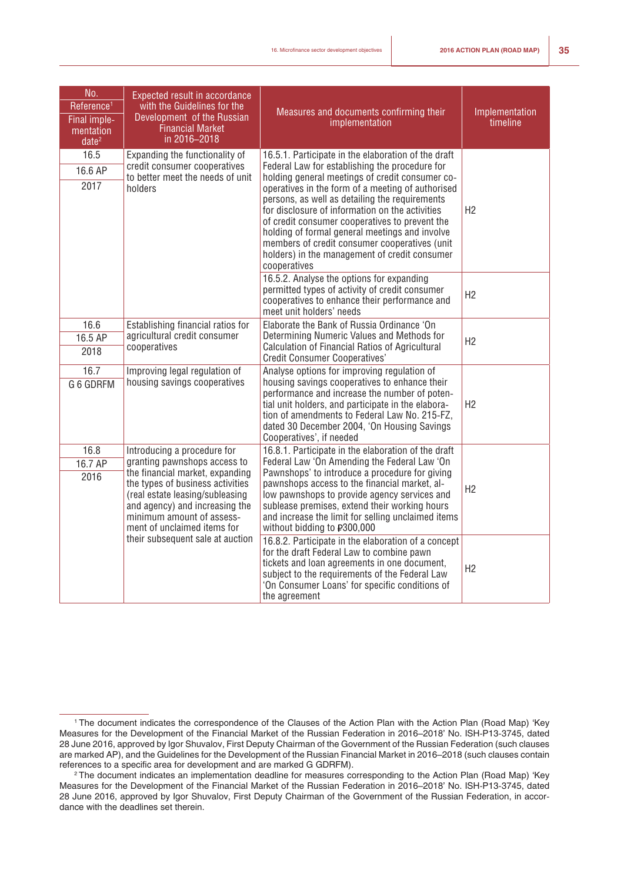| No.<br>Reference[1]<br>Final implementation date[2] | Expected result in accordance with the Guidelines for the Development of the Russian Financial Market in 2016–2018 | Measures and documents confirming their implementation | Implementation timeline |
|---|---|---|---|
| 16.5<br>16.6 AP<br>2017 | Expanding the functionality of credit consumer cooperatives to better meet the needs of unit holders | 16.5.1. Participate in the elaboration of the draft Federal Law for establishing the procedure for holding general meetings of credit consumer cooperatives in the form of a meeting of authorised persons, as well as detailing the requirements for disclosure of information on the activities of credit consumer cooperatives to prevent the holding of formal general meetings and involve members of credit consumer cooperatives (unit holders) in the management of credit consumer cooperatives | H2 |
| | | 16.5.2. Analyse the options for expanding permitted types of activity of credit consumer cooperatives to enhance their performance and meet unit holders' needs | H2 |
| 16.6<br>16.5 AP<br>2018 | Establishing financial ratios for agricultural credit consumer cooperatives | Elaborate the Bank of Russia Ordinance 'On Determining Numeric Values and Methods for Calculation of Financial Ratios of Agricultural Credit Consumer Cooperatives' | H2 |
| 16.7<br>G 6 GDRFM | Improving legal regulation of housing savings cooperatives | Analyse options for improving regulation of housing savings cooperatives to enhance their performance and increase the number of potential unit holders, and participate in the elaboration of amendments to Federal Law No. 215-FZ, dated 30 December 2004, 'On Housing Savings Cooperatives', if needed | H2 |
| 16.8<br>16.7 AP<br>2016 | Introducing a procedure for granting pawnshops access to the financial market, expanding the types of business activities (real estate leasing/subleasing and agency) and increasing the minimum amount of assessment of unclaimed items for their subsequent sale at auction | 16.8.1. Participate in the elaboration of the draft Federal Law 'On Amending the Federal Law 'On Pawnshops' to introduce a procedure for giving pawnshops access to the financial market, allow pawnshops to provide agency services and sublease premises, extend their working hours and increase the limit for selling unclaimed items without bidding to ₽300,000 | H2 |
| | | 16.8.2. Participate in the elaboration of a concept for the draft Federal Law to combine pawn tickets and loan agreements in one document, subject to the requirements of the Federal Law 'On Consumer Loans' for specific conditions of the agreement | H2 |

[1] The document indicates the correspondence of the Clauses of the Action Plan with the Action Plan (Road Map) 'Key Measures for the Development of the Financial Market of the Russian Federation in 2016–2018' No. ISH-P13-3745, dated 28 June 2016, approved by Igor Shuvalov, First Deputy Chairman of the Government of the Russian Federation (such clauses are marked AP), and the Guidelines for the Development of the Russian Financial Market in 2016–2018 (such clauses contain references to a specific area for development and are marked G GDRFM).

[2] The document indicates an implementation deadline for measures corresponding to the Action Plan (Road Map) 'Key Measures for the Development of the Financial Market of the Russian Federation in 2016–2018' No. ISH-P13-3745, dated 28 June 2016, approved by Igor Shuvalov, First Deputy Chairman of the Government of the Russian Federation, in accordance with the deadlines set therein.